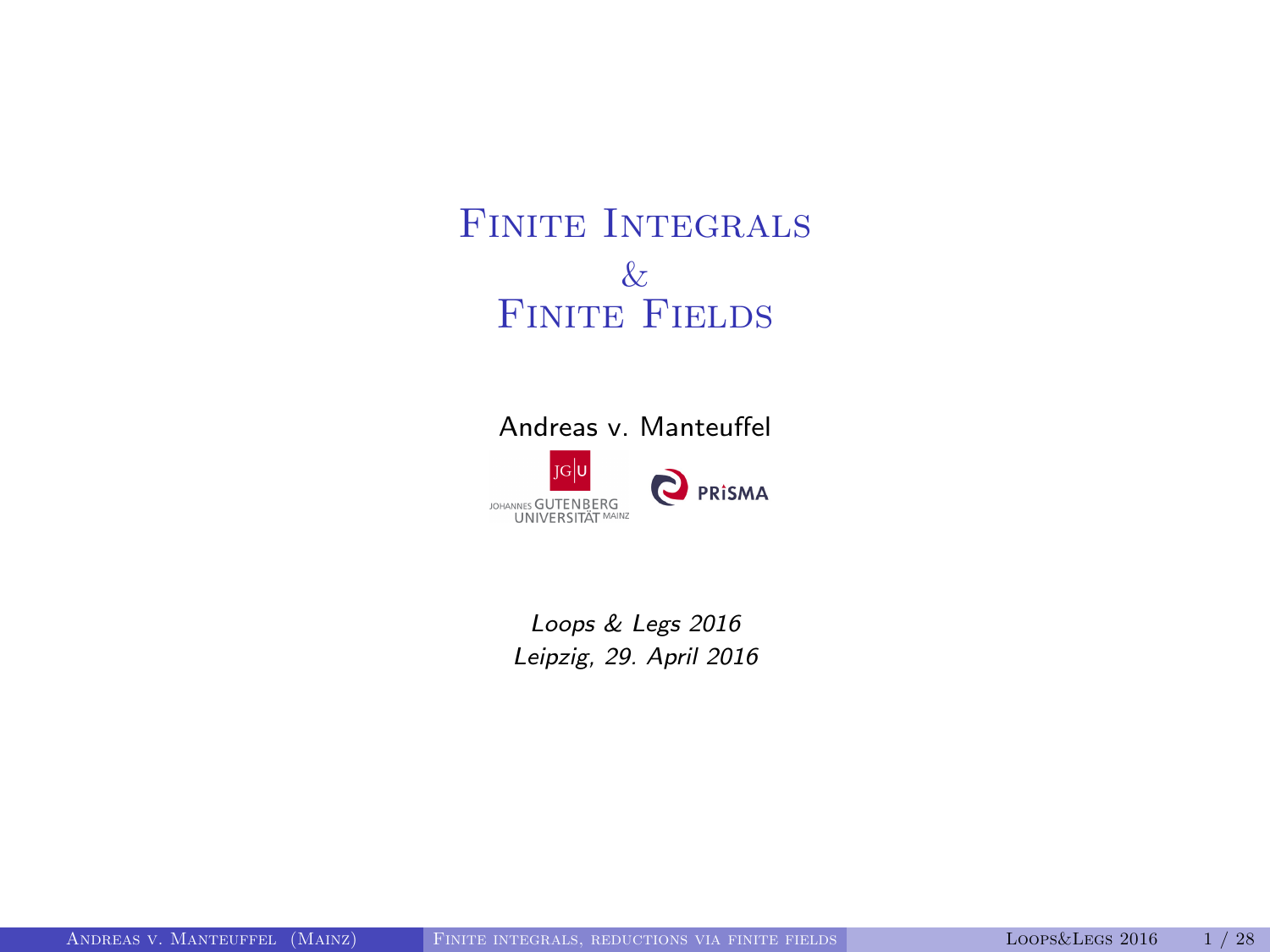# Finite Integrals & Finite Fields

Andreas v. Manteuffel

JOHANNES GUTENBERG UNIVERSITÄT MAINZ

PRISMA

*Loops & Legs 2016*
*Leipzig, 29. April 2016*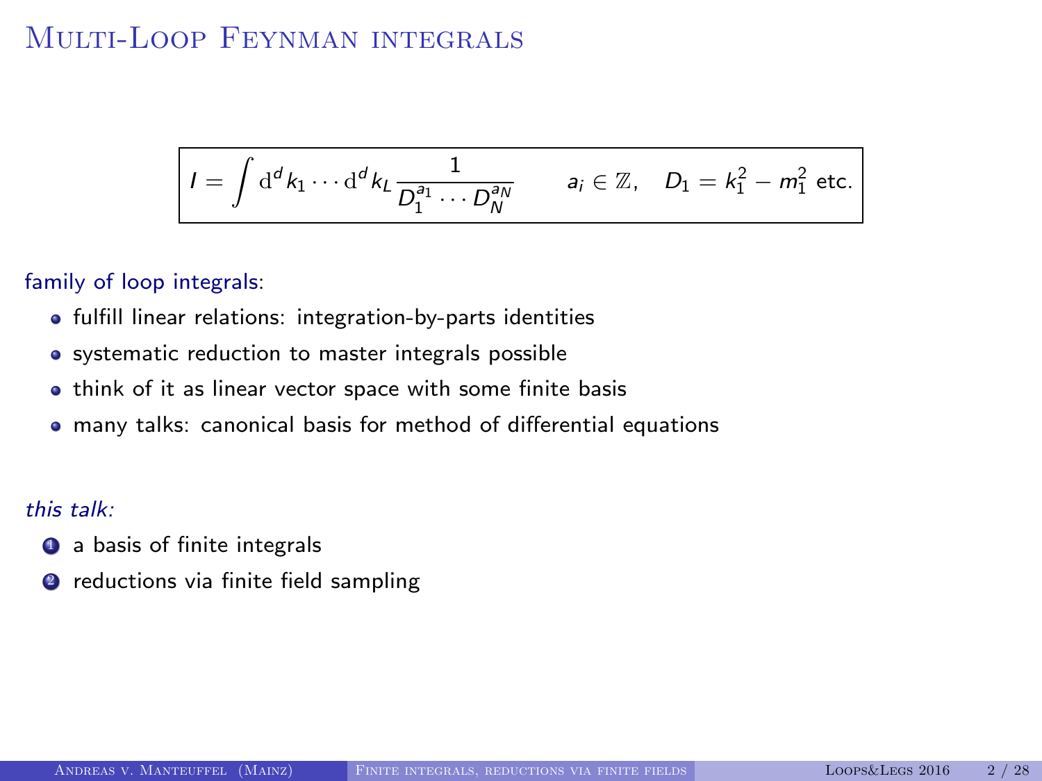# Multi-Loop Feynman integrals

$$I = \int \mathrm{d}^d k_1 \cdots \mathrm{d}^d k_L \frac{1}{D_1^{a_1} \cdots D_N^{a_N}} \qquad a_i \in \mathbb{Z}, \quad D_1 = k_1^2 - m_1^2 \text{ etc.}$$

family of loop integrals:

- fulfill linear relations: integration-by-parts identities
- systematic reduction to master integrals possible
- think of it as linear vector space with some finite basis
- many talks: canonical basis for method of differential equations

*this talk:*

1. a basis of finite integrals
2. reductions via finite field sampling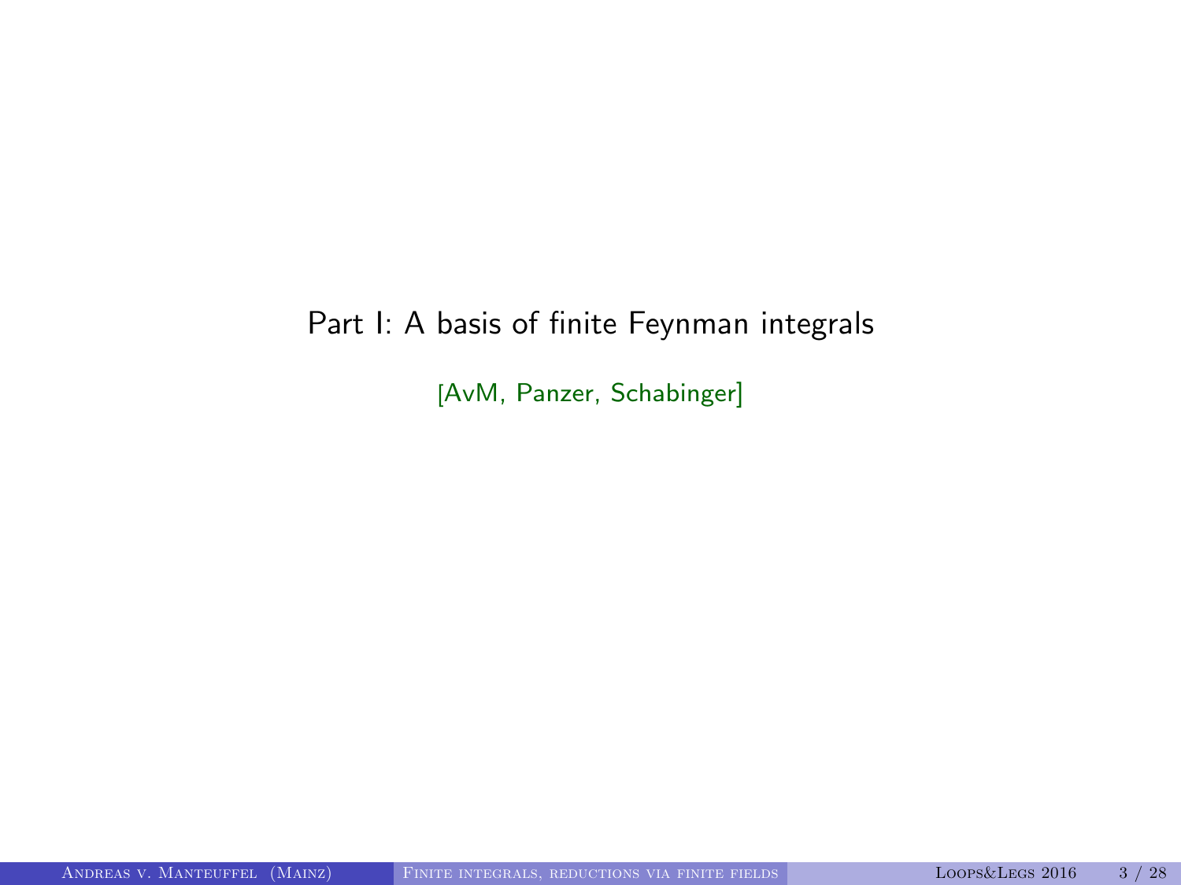# Part I: A basis of finite Feynman integrals

[AvM, Panzer, Schabinger]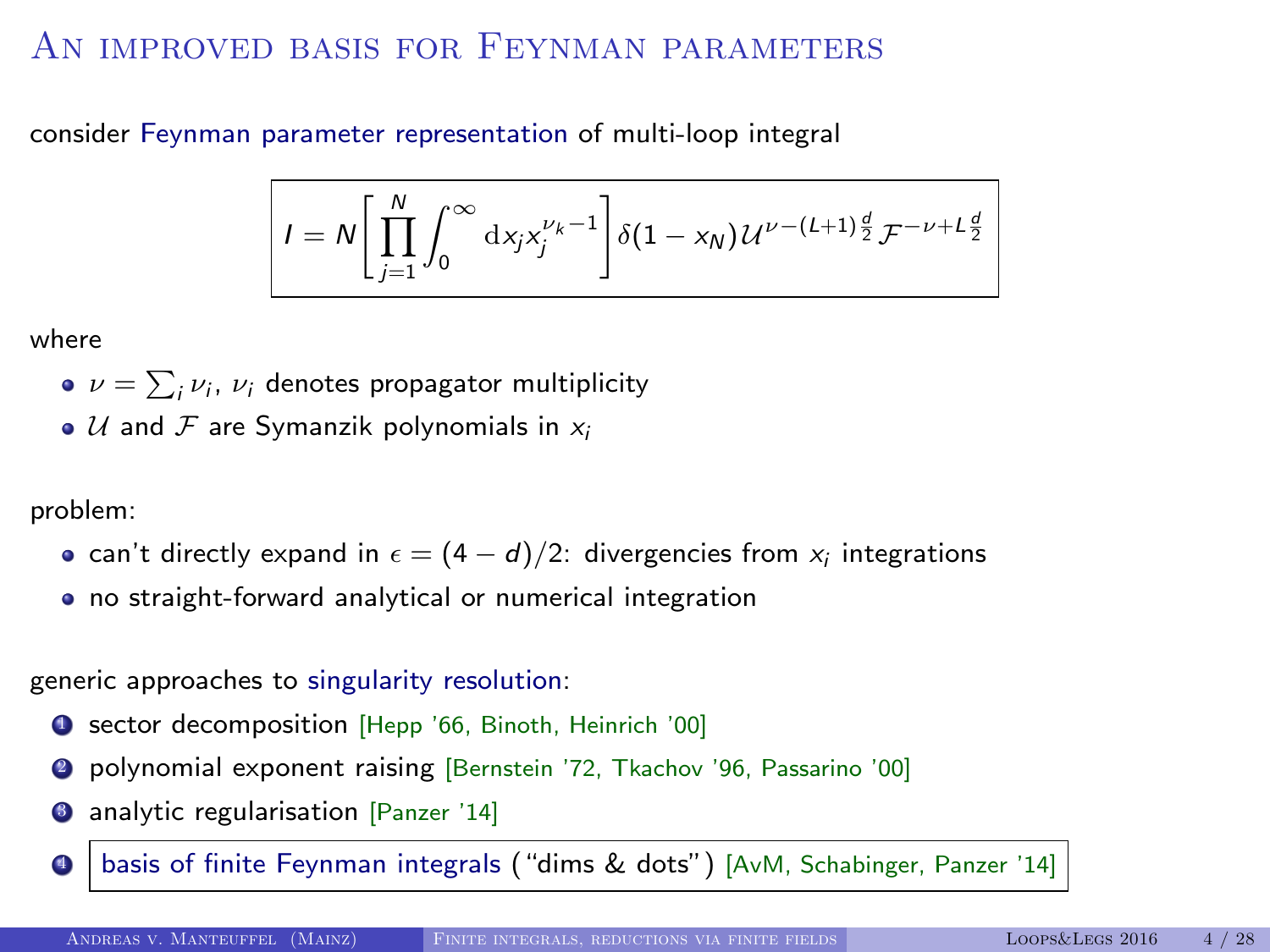# An improved basis for Feynman parameters

consider Feynman parameter representation of multi-loop integral

$$I = N\left[\prod_{j=1}^{N}\int_0^\infty \mathrm{d}x_j x_j^{\nu_k - 1}\right]\delta(1-x_N)\,\mathcal{U}^{\nu-(L+1)\frac{d}{2}}\,\mathcal{F}^{-\nu+L\frac{d}{2}}$$

where

- $\nu = \sum_i \nu_i$, $\nu_i$ denotes propagator multiplicity
- $\mathcal{U}$ and $\mathcal{F}$ are Symanzik polynomials in $x_i$

problem:

- can't directly expand in $\epsilon = (4-d)/2$: divergencies from $x_i$ integrations
- no straight-forward analytical or numerical integration

generic approaches to singularity resolution:

1. sector decomposition [Hepp '66, Binoth, Heinrich '00]
2. polynomial exponent raising [Bernstein '72, Tkachov '96, Passarino '00]
3. analytic regularisation [Panzer '14]
4. basis of finite Feynman integrals ("dims & dots") [AvM, Schabinger, Panzer '14]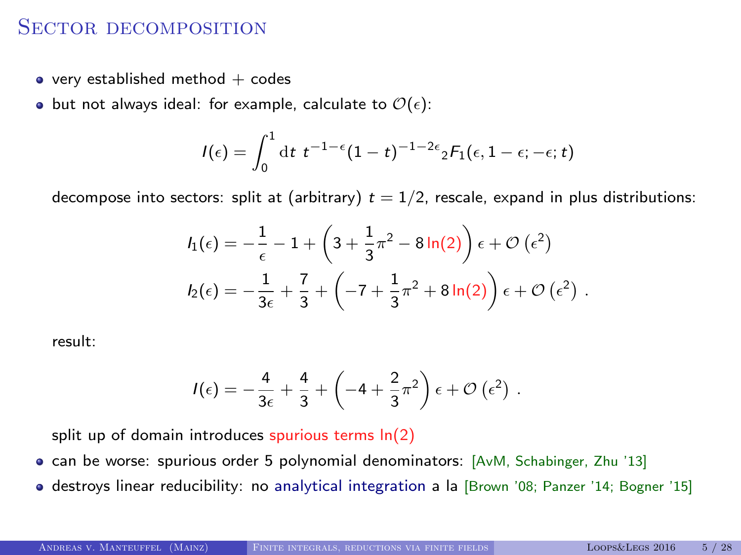# Sector decomposition

- very established method + codes
- but not always ideal: for example, calculate to $\mathcal{O}(\epsilon)$:

$$I(\epsilon) = \int_0^1 \mathrm{d}t \; t^{-1-\epsilon}(1-t)^{-1-2\epsilon} {}_2F_1(\epsilon, 1-\epsilon; -\epsilon; t)$$

  decompose into sectors: split at (arbitrary) $t = 1/2$, rescale, expand in plus distributions:

$$I_1(\epsilon) = -\frac{1}{\epsilon} - 1 + \left(3 + \frac{1}{3}\pi^2 - 8\ln(2)\right)\epsilon + \mathcal{O}\left(\epsilon^2\right)$$

$$I_2(\epsilon) = -\frac{1}{3\epsilon} + \frac{7}{3} + \left(-7 + \frac{1}{3}\pi^2 + 8\ln(2)\right)\epsilon + \mathcal{O}\left(\epsilon^2\right) .$$

  result:

$$I(\epsilon) = -\frac{4}{3\epsilon} + \frac{4}{3} + \left(-4 + \frac{2}{3}\pi^2\right)\epsilon + \mathcal{O}\left(\epsilon^2\right) .$$

  split up of domain introduces spurious terms $\ln(2)$

- can be worse: spurious order 5 polynomial denominators: [AvM, Schabinger, Zhu '13]
- destroys linear reducibility: no analytical integration a la [Brown '08; Panzer '14; Bogner '15]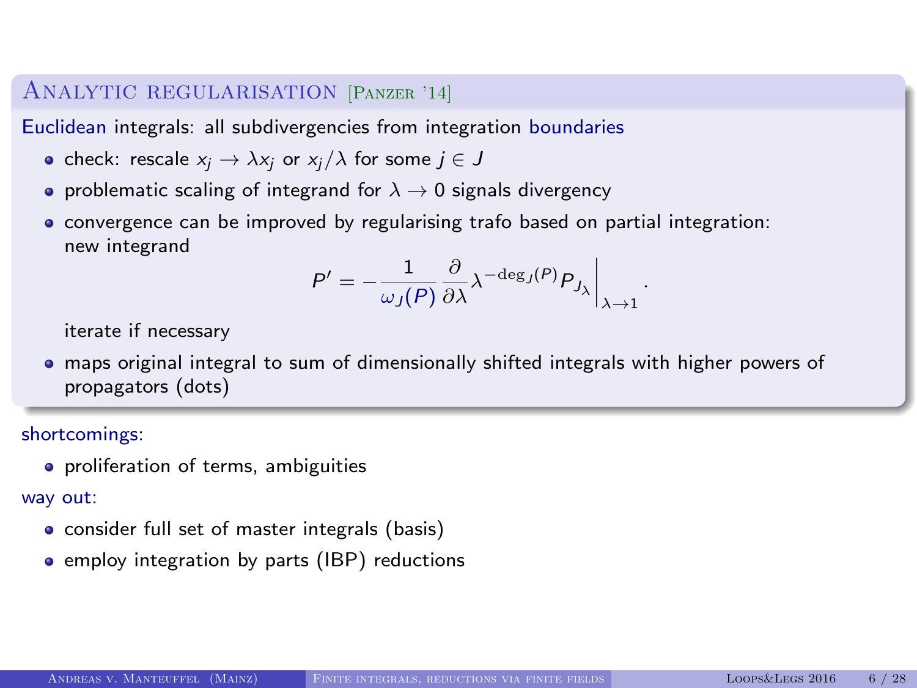## Analytic regularisation [Panzer '14]

Euclidean integrals: all subdivergencies from integration boundaries

- check: rescale $x_j \to \lambda x_j$ or $x_j/\lambda$ for some $j \in J$
- problematic scaling of integrand for $\lambda \to 0$ signals divergency
- convergence can be improved by regularising trafo based on partial integration: new integrand

$$P' = -\frac{1}{\omega_J(P)} \frac{\partial}{\partial \lambda} \lambda^{-\deg_J(P)} P_{J_\lambda} \Big|_{\lambda \to 1}.$$

  iterate if necessary
- maps original integral to sum of dimensionally shifted integrals with higher powers of propagators (dots)

shortcomings:

- proliferation of terms, ambiguities

way out:

- consider full set of master integrals (basis)
- employ integration by parts (IBP) reductions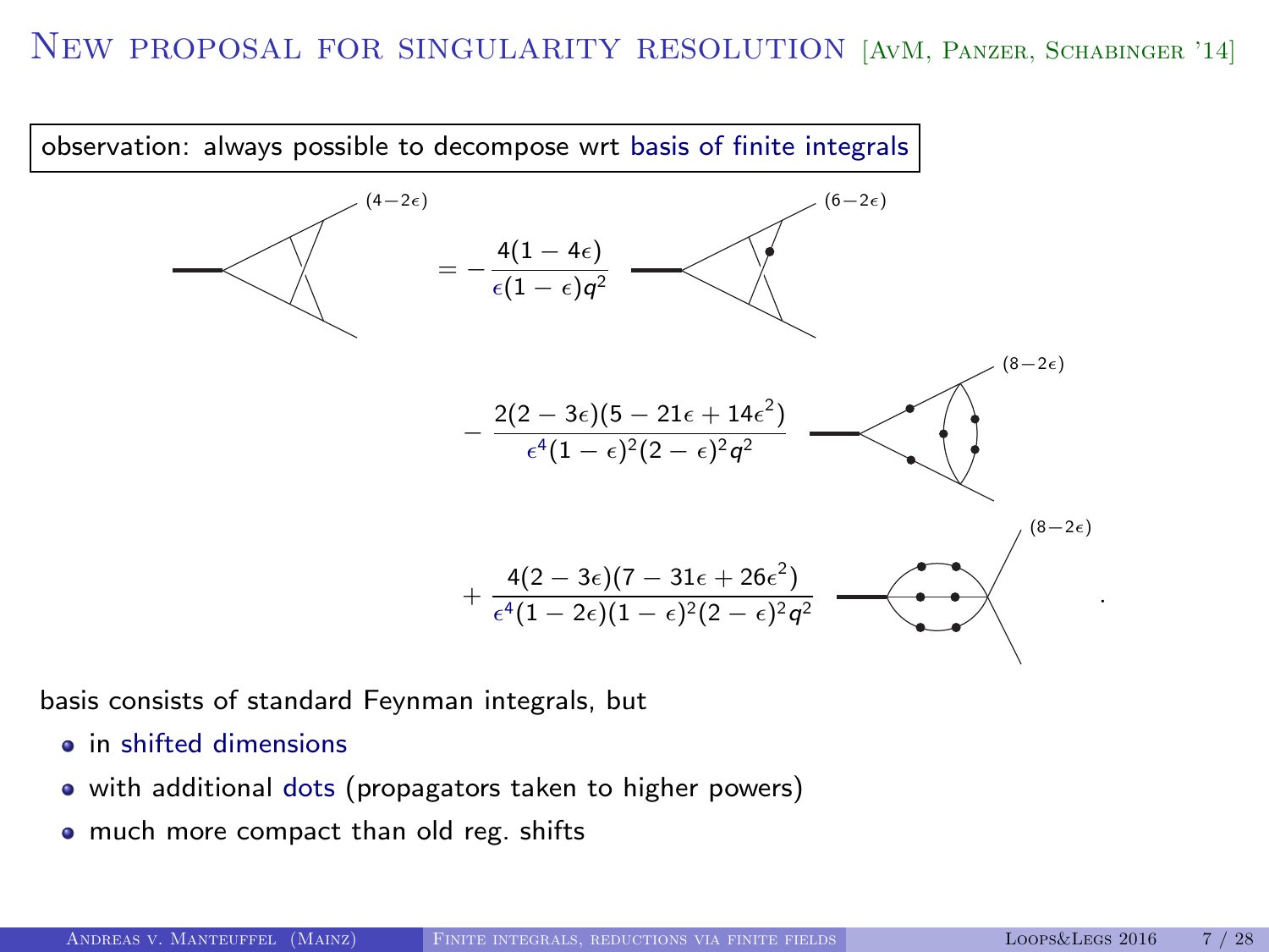# New proposal for singularity resolution [AvM, Panzer, Schabinger '14]

**observation: always possible to decompose wrt basis of finite integrals**

$$
(4-2\epsilon) = -\frac{4(1-4\epsilon)}{\epsilon(1-\epsilon)q^2}\ (6-2\epsilon)
$$

$$
-\frac{2(2-3\epsilon)(5-21\epsilon+14\epsilon^2)}{\epsilon^4(1-\epsilon)^2(2-\epsilon)^2q^2}\ (8-2\epsilon)
$$

$$
+\frac{4(2-3\epsilon)(7-31\epsilon+26\epsilon^2)}{\epsilon^4(1-2\epsilon)(1-\epsilon)^2(2-\epsilon)^2q^2}\ (8-2\epsilon) .
$$

basis consists of standard Feynman integrals, but

- in shifted dimensions
- with additional dots (propagators taken to higher powers)
- much more compact than old reg. shifts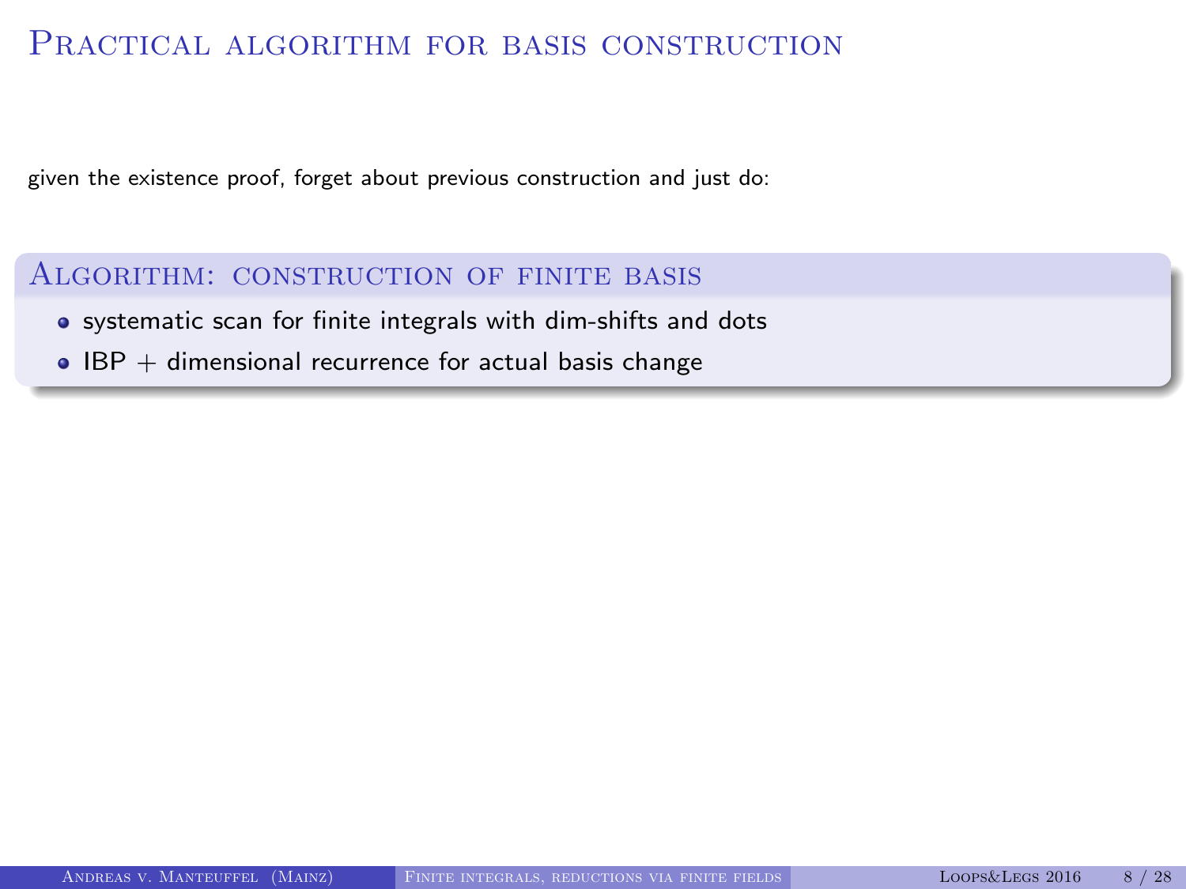# Practical algorithm for basis construction

given the existence proof, forget about previous construction and just do:

### Algorithm: construction of finite basis

- systematic scan for finite integrals with dim-shifts and dots
- IBP + dimensional recurrence for actual basis change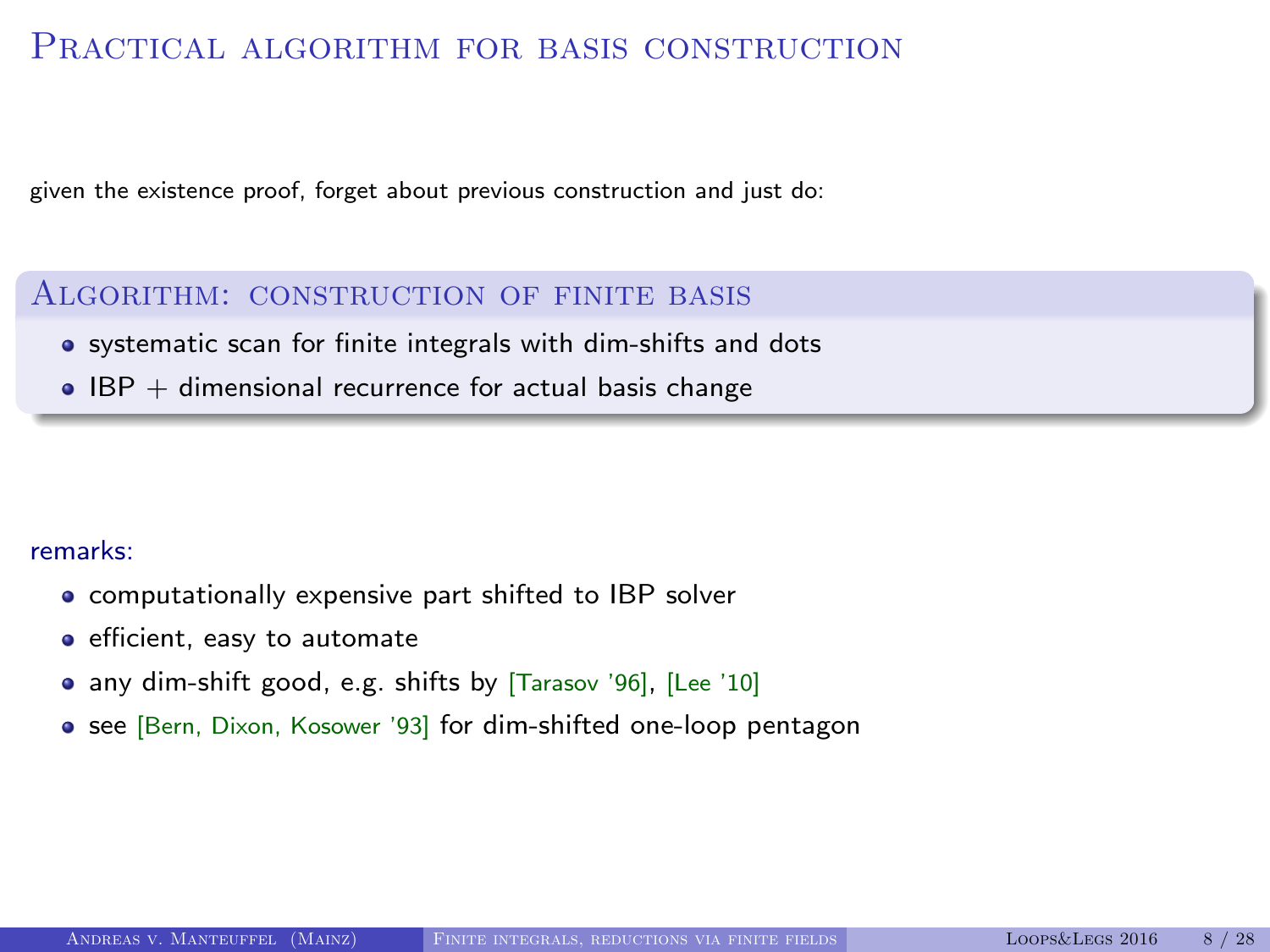# Practical algorithm for basis construction

given the existence proof, forget about previous construction and just do:

## Algorithm: construction of finite basis

- systematic scan for finite integrals with dim-shifts and dots
- IBP + dimensional recurrence for actual basis change

remarks:

- computationally expensive part shifted to IBP solver
- efficient, easy to automate
- any dim-shift good, e.g. shifts by [Tarasov '96], [Lee '10]
- see [Bern, Dixon, Kosower '93] for dim-shifted one-loop pentagon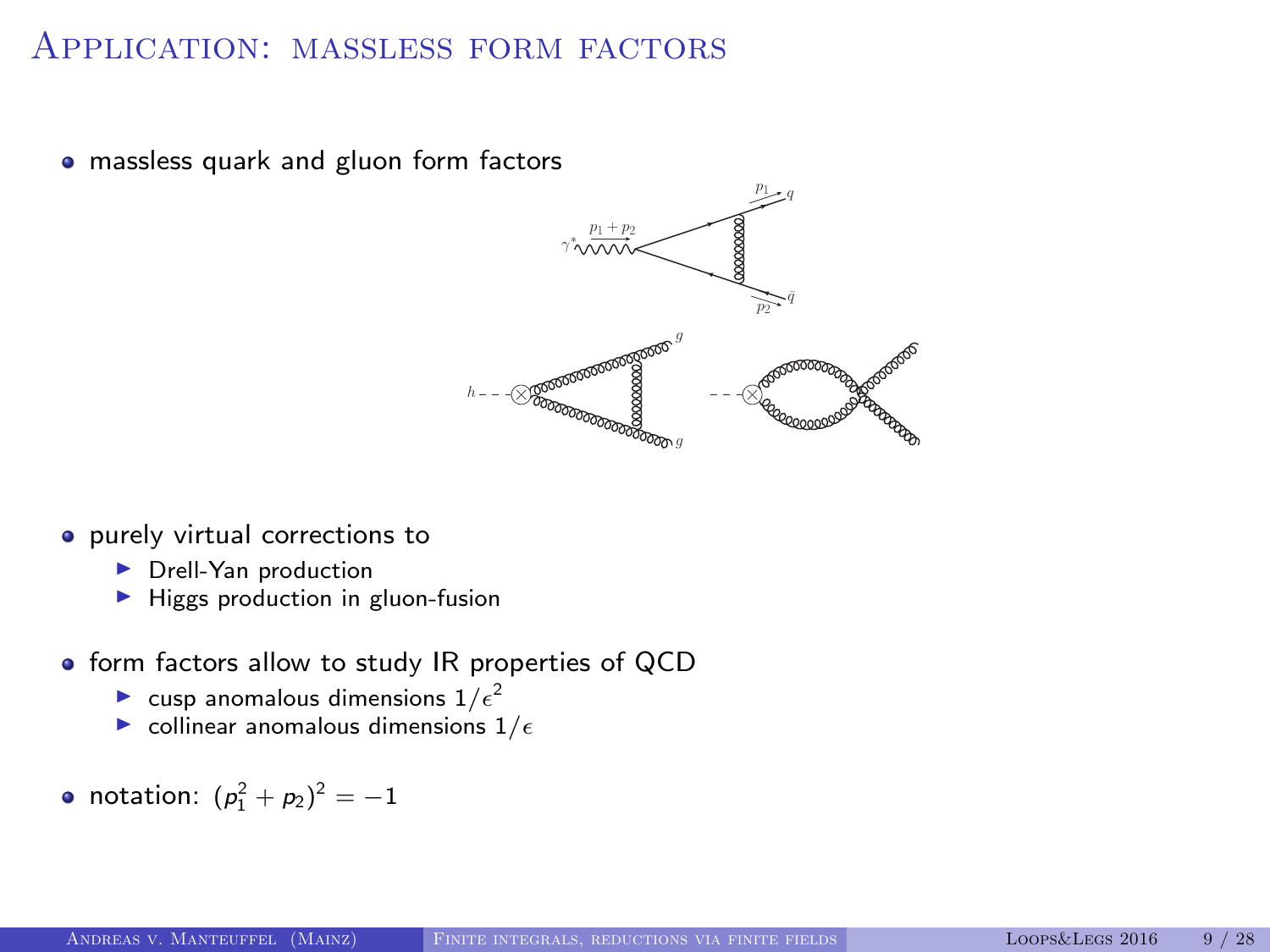# Application: massless form factors

- massless quark and gluon form factors

- purely virtual corrections to
  - Drell-Yan production
  - Higgs production in gluon-fusion

- form factors allow to study IR properties of QCD
  - cusp anomalous dimensions $1/\epsilon^2$
  - collinear anomalous dimensions $1/\epsilon$

- notation: $(p_1^2 + p_2)^2 = -1$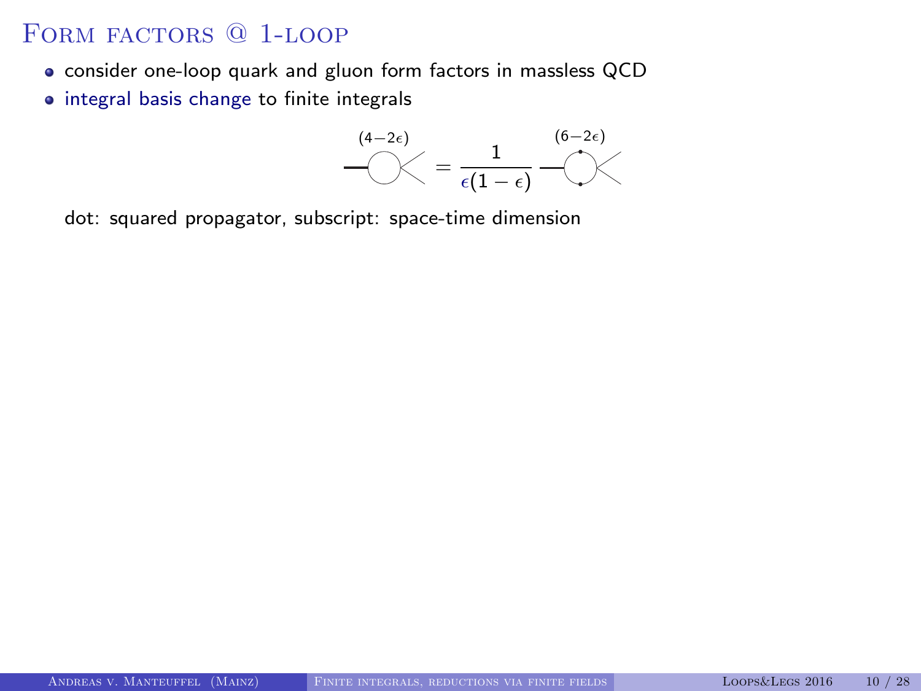# Form factors @ 1-loop

- consider one-loop quark and gluon form factors in massless QCD
- integral basis change to finite integrals

$$\text{(bubble)}^{(4-2\epsilon)} = \frac{1}{\epsilon(1-\epsilon)} \, \text{(dotted bubble)}^{(6-2\epsilon)}$$

dot: squared propagator, subscript: space-time dimension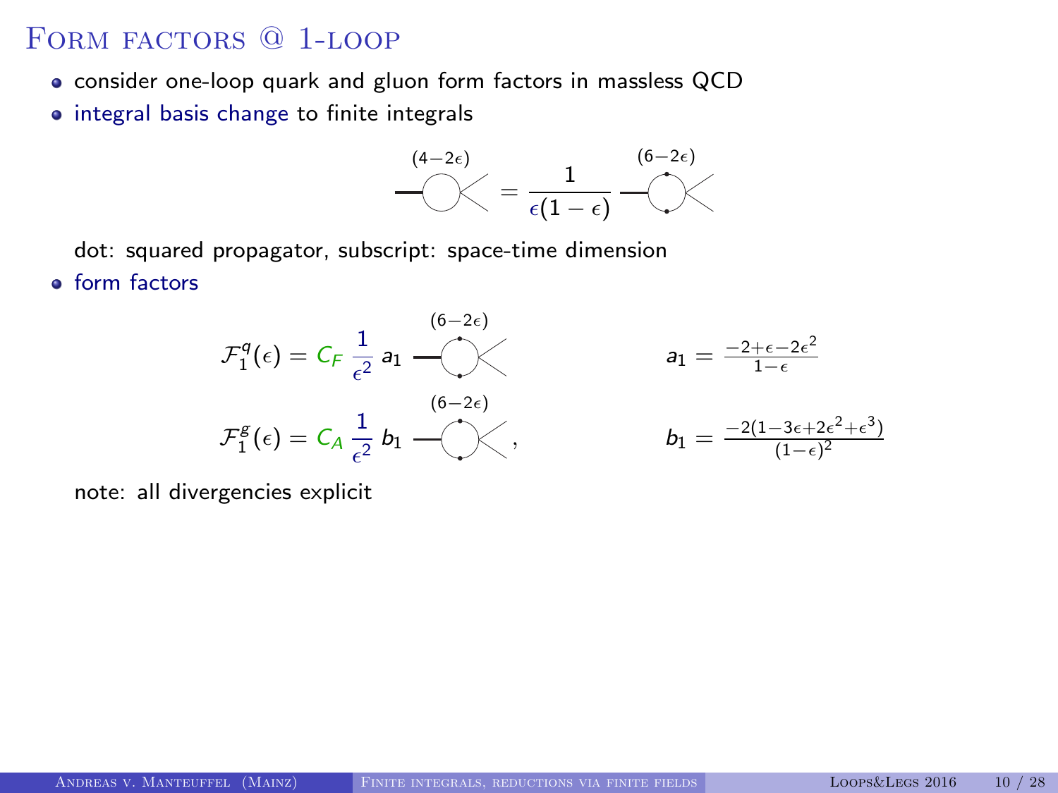# Form factors @ 1-loop

- consider one-loop quark and gluon form factors in massless QCD
- integral basis change to finite integrals

$$\text{(bubble)}^{(4-2\epsilon)} = \frac{1}{\epsilon(1-\epsilon)} \,\text{(bubble with dots)}^{(6-2\epsilon)}$$

dot: squared propagator, subscript: space-time dimension

- form factors

$$\mathcal{F}_1^q(\epsilon) = C_F \,\frac{1}{\epsilon^2}\, a_1 \,\text{(bubble with dots)}^{(6-2\epsilon)} \qquad a_1 = \frac{-2+\epsilon-2\epsilon^2}{1-\epsilon}$$

$$\mathcal{F}_1^g(\epsilon) = C_A \,\frac{1}{\epsilon^2}\, b_1 \,\text{(bubble with dots)}^{(6-2\epsilon)}, \qquad b_1 = \frac{-2(1-3\epsilon+2\epsilon^2+\epsilon^3)}{(1-\epsilon)^2}$$

note: all divergencies explicit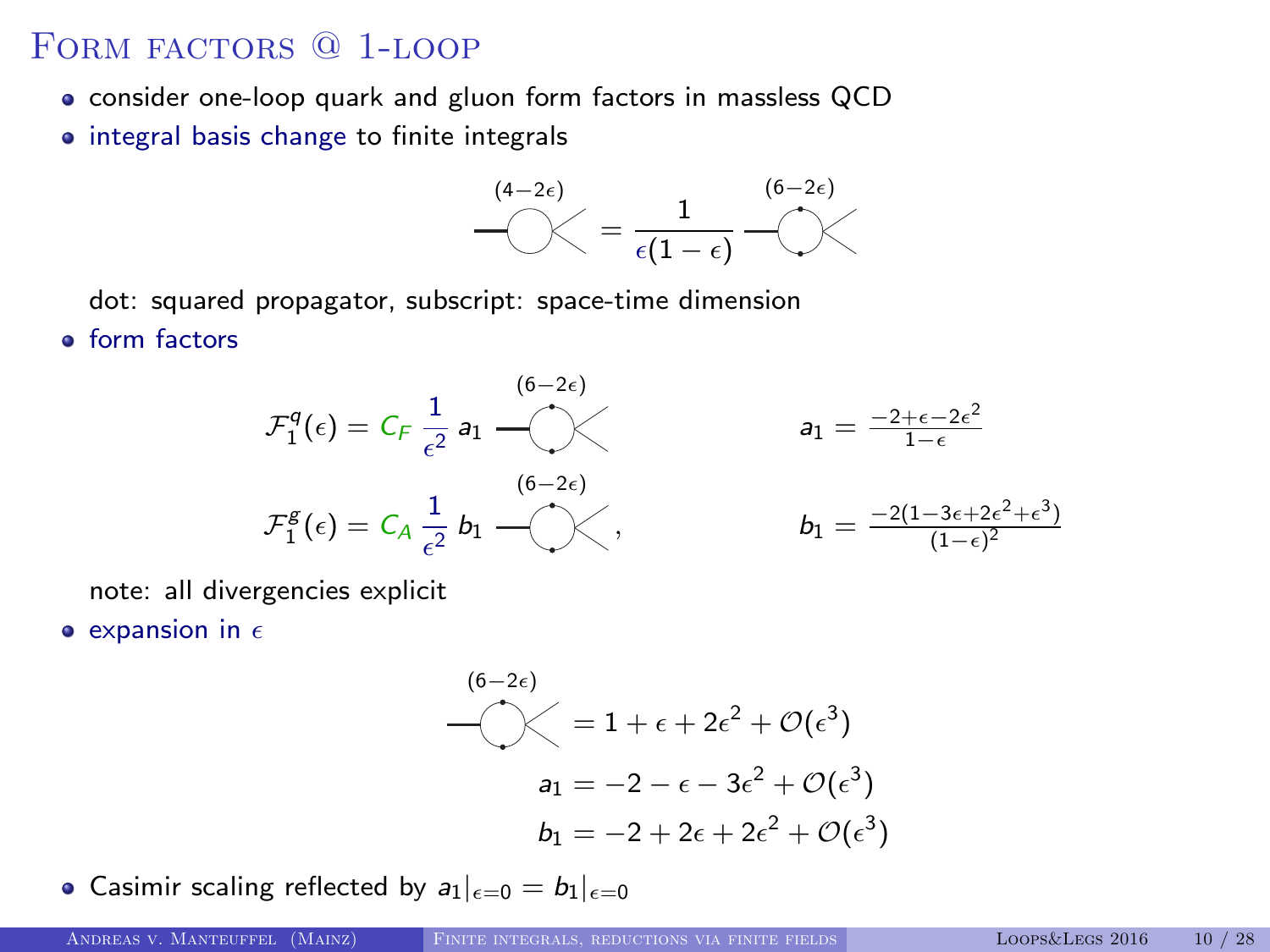# Form factors @ 1-loop

- consider one-loop quark and gluon form factors in massless QCD
- integral basis change to finite integrals

$$\text{(triangle diagram)}^{(4-2\epsilon)} = \frac{1}{\epsilon(1-\epsilon)} \, \text{(triangle diagram with dots)}^{(6-2\epsilon)}$$

dot: squared propagator, subscript: space-time dimension

- form factors

$$\mathcal{F}_1^q(\epsilon) = C_F \, \frac{1}{\epsilon^2} \, a_1 \, \text{(diagram)}^{(6-2\epsilon)} \qquad\qquad a_1 = \frac{-2+\epsilon-2\epsilon^2}{1-\epsilon}$$

$$\mathcal{F}_1^g(\epsilon) = C_A \, \frac{1}{\epsilon^2} \, b_1 \, \text{(diagram)}^{(6-2\epsilon)}, \qquad\qquad b_1 = \frac{-2(1-3\epsilon+2\epsilon^2+\epsilon^3)}{(1-\epsilon)^2}$$

note: all divergencies explicit

- expansion in $\epsilon$

$$\text{(diagram)}^{(6-2\epsilon)} = 1 + \epsilon + 2\epsilon^2 + \mathcal{O}(\epsilon^3)$$

$$a_1 = -2 - \epsilon - 3\epsilon^2 + \mathcal{O}(\epsilon^3)$$

$$b_1 = -2 + 2\epsilon + 2\epsilon^2 + \mathcal{O}(\epsilon^3)$$

- Casimir scaling reflected by $a_1|_{\epsilon=0} = b_1|_{\epsilon=0}$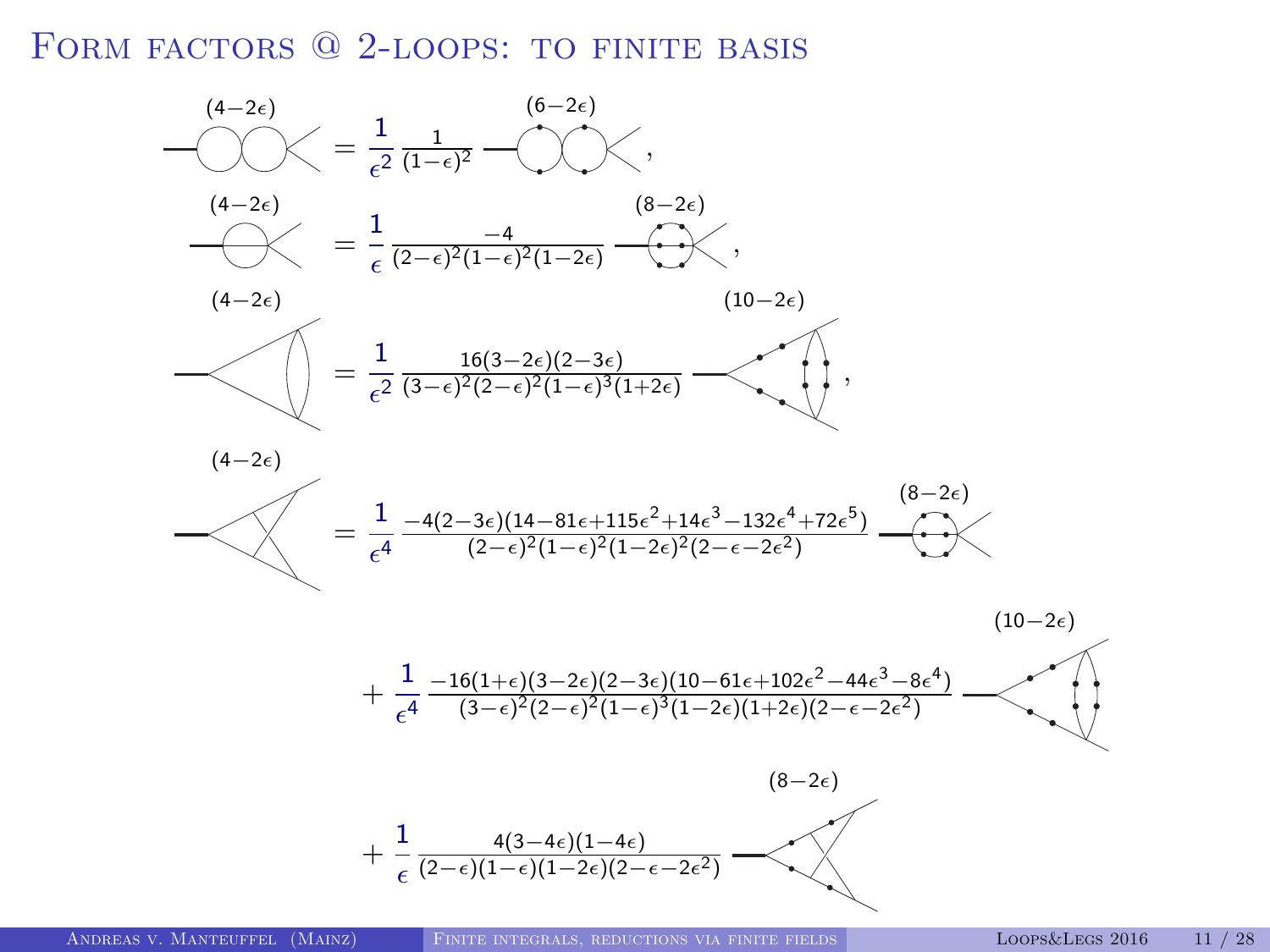# Form factors @ 2-loops: to finite basis

$$(4-2\epsilon) \quad [\text{diagram}] = \frac{1}{\epsilon^2}\frac{1}{(1-\epsilon)^2} \quad (6-2\epsilon)\ [\text{diagram}],$$

$$(4-2\epsilon) \quad [\text{diagram}] = \frac{1}{\epsilon}\frac{-4}{(2-\epsilon)^2(1-\epsilon)^2(1-2\epsilon)} \quad (8-2\epsilon)\ [\text{diagram}],$$

$$(4-2\epsilon) \quad [\text{diagram}] = \frac{1}{\epsilon^2}\frac{16(3-2\epsilon)(2-3\epsilon)}{(3-\epsilon)^2(2-\epsilon)^2(1-\epsilon)^3(1+2\epsilon)} \quad (10-2\epsilon)\ [\text{diagram}],$$

$$(4-2\epsilon) \quad [\text{diagram}] = \frac{1}{\epsilon^4}\frac{-4(2-3\epsilon)(14-81\epsilon+115\epsilon^2+14\epsilon^3-132\epsilon^4+72\epsilon^5)}{(2-\epsilon)^2(1-\epsilon)^2(1-2\epsilon)^2(2-\epsilon-2\epsilon^2)} \quad (8-2\epsilon)\ [\text{diagram}]$$

$$+ \frac{1}{\epsilon^4}\frac{-16(1+\epsilon)(3-2\epsilon)(2-3\epsilon)(10-61\epsilon+102\epsilon^2-44\epsilon^3-8\epsilon^4)}{(3-\epsilon)^2(2-\epsilon)^2(1-\epsilon)^3(1-2\epsilon)(1+2\epsilon)(2-\epsilon-2\epsilon^2)} \quad (10-2\epsilon)\ [\text{diagram}]$$

$$+ \frac{1}{\epsilon}\frac{4(3-4\epsilon)(1-4\epsilon)}{(2-\epsilon)(1-\epsilon)(1-2\epsilon)(2-\epsilon-2\epsilon^2)} \quad (8-2\epsilon)\ [\text{diagram}]$$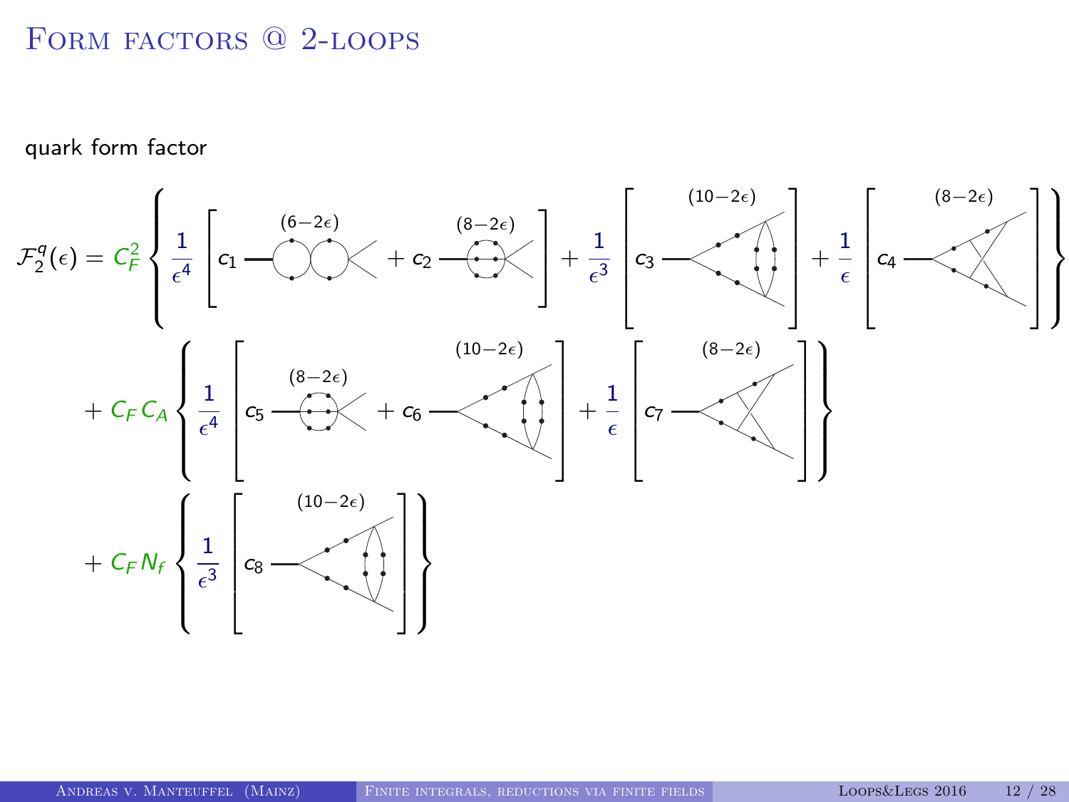# Form factors @ 2-loops

quark form factor

$$\mathcal{F}_2^q(\epsilon) = C_F^2 \left\{ \frac{1}{\epsilon^4} \left[ c_1 \, [\text{diagram } (6-2\epsilon)] + c_2 \, [\text{diagram } (8-2\epsilon)] \right] + \frac{1}{\epsilon^3} \left[ c_3 \, [\text{diagram } (10-2\epsilon)] \right] + \frac{1}{\epsilon} \left[ c_4 \, [\text{diagram } (8-2\epsilon)] \right] \right\}$$

$$+ \, C_F C_A \left\{ \frac{1}{\epsilon^4} \left[ c_5 \, [\text{diagram } (8-2\epsilon)] + c_6 \, [\text{diagram } (10-2\epsilon)] \right] + \frac{1}{\epsilon} \left[ c_7 \, [\text{diagram } (8-2\epsilon)] \right] \right\}$$

$$+ \, C_F N_f \left\{ \frac{1}{\epsilon^3} \left[ c_8 \, [\text{diagram } (10-2\epsilon)] \right] \right\}$$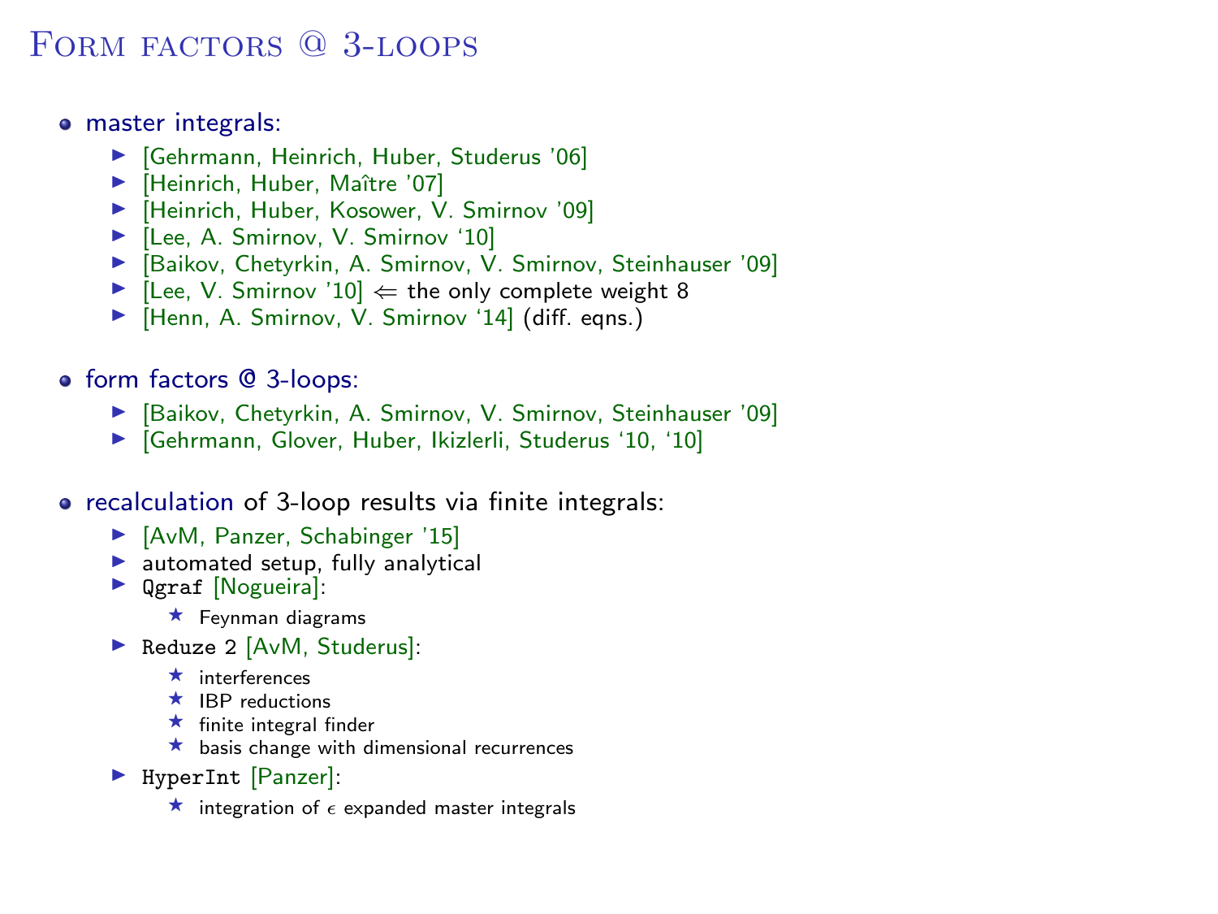# Form factors @ 3-loops

- master integrals:
  - [Gehrmann, Heinrich, Huber, Studerus '06]
  - [Heinrich, Huber, Maître '07]
  - [Heinrich, Huber, Kosower, V. Smirnov '09]
  - [Lee, A. Smirnov, V. Smirnov '10]
  - [Baikov, Chetyrkin, A. Smirnov, V. Smirnov, Steinhauser '09]
  - [Lee, V. Smirnov '10] $\Leftarrow$ the only complete weight 8
  - [Henn, A. Smirnov, V. Smirnov '14] (diff. eqns.)

- form factors @ 3-loops:
  - [Baikov, Chetyrkin, A. Smirnov, V. Smirnov, Steinhauser '09]
  - [Gehrmann, Glover, Huber, Ikizlerli, Studerus '10, '10]

- recalculation of 3-loop results via finite integrals:
  - [AvM, Panzer, Schabinger '15]
  - automated setup, fully analytical
  - `Qgraf` [Nogueira]:
    - Feynman diagrams
  - `Reduze 2` [AvM, Studerus]:
    - interferences
    - IBP reductions
    - finite integral finder
    - basis change with dimensional recurrences
  - `HyperInt` [Panzer]:
    - integration of $\epsilon$ expanded master integrals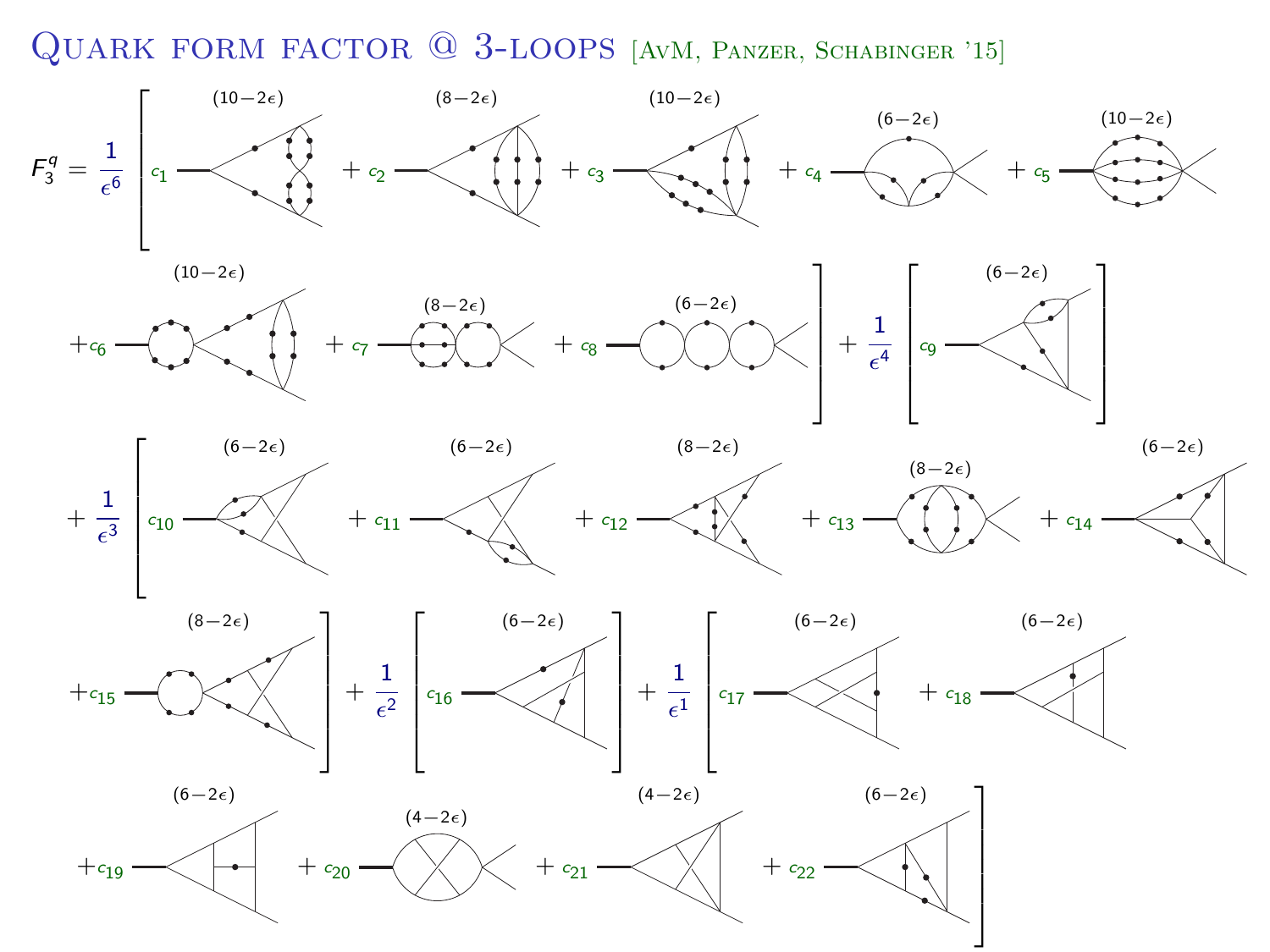# Quark form factor @ 3-loops [AvM, Panzer, Schabinger '15]

$$F_3^q = \frac{1}{\epsilon^6}\Big[ c_1 \,(10-2\epsilon) + c_2 \,(8-2\epsilon) + c_3 \,(10-2\epsilon) + c_4 \,(6-2\epsilon) + c_5 \,(10-2\epsilon) + c_6 \,(10-2\epsilon) + c_7 \,(8-2\epsilon) + c_8 \,(6-2\epsilon) \Big] + \frac{1}{\epsilon^4}\Big[ c_9 \,(6-2\epsilon) \Big]$$

$$+ \frac{1}{\epsilon^3}\Big[ c_{10} \,(6-2\epsilon) + c_{11} \,(6-2\epsilon) + c_{12} \,(8-2\epsilon) + c_{13} \,(8-2\epsilon) + c_{14} \,(6-2\epsilon) + c_{15} \,(8-2\epsilon) \Big] + \frac{1}{\epsilon^2}\Big[ c_{16} \,(6-2\epsilon) \Big]$$

$$+ \frac{1}{\epsilon^1}\Big[ c_{17} \,(6-2\epsilon) + c_{18} \,(6-2\epsilon) + c_{19} \,(6-2\epsilon) + c_{20} \,(4-2\epsilon) + c_{21} \,(4-2\epsilon) + c_{22} \,(6-2\epsilon) \Big]$$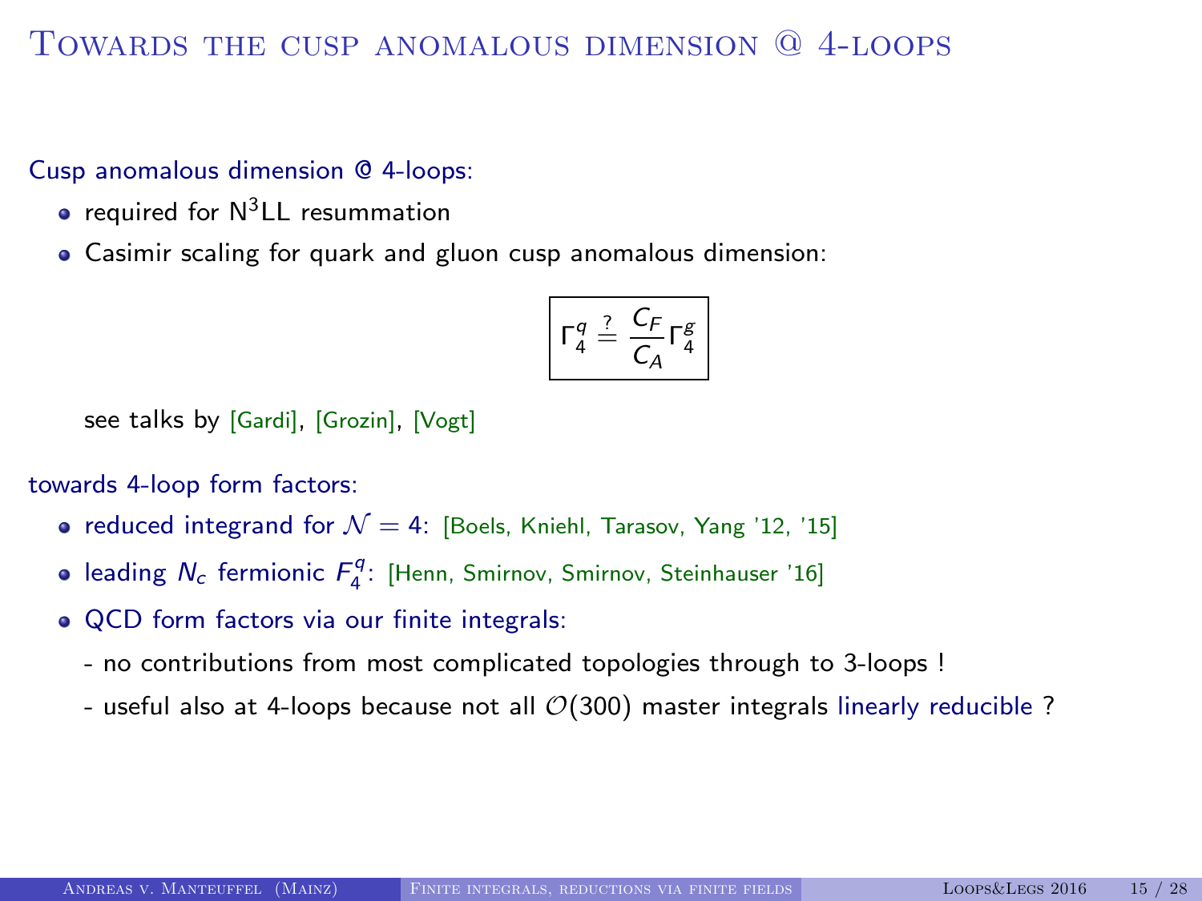# Towards the cusp anomalous dimension @ 4-loops

Cusp anomalous dimension @ 4-loops:

- required for $N^3$LL resummation
- Casimir scaling for quark and gluon cusp anomalous dimension:

$$\Gamma_4^q \stackrel{?}{=} \frac{C_F}{C_A}\Gamma_4^g$$

see talks by [Gardi], [Grozin], [Vogt]

towards 4-loop form factors:

- reduced integrand for $\mathcal{N}=4$: [Boels, Kniehl, Tarasov, Yang '12, '15]
- leading $N_c$ fermionic $F_4^q$: [Henn, Smirnov, Smirnov, Steinhauser '16]
- QCD form factors via our finite integrals:
  - no contributions from most complicated topologies through to 3-loops !
  - useful also at 4-loops because not all $\mathcal{O}(300)$ master integrals linearly reducible ?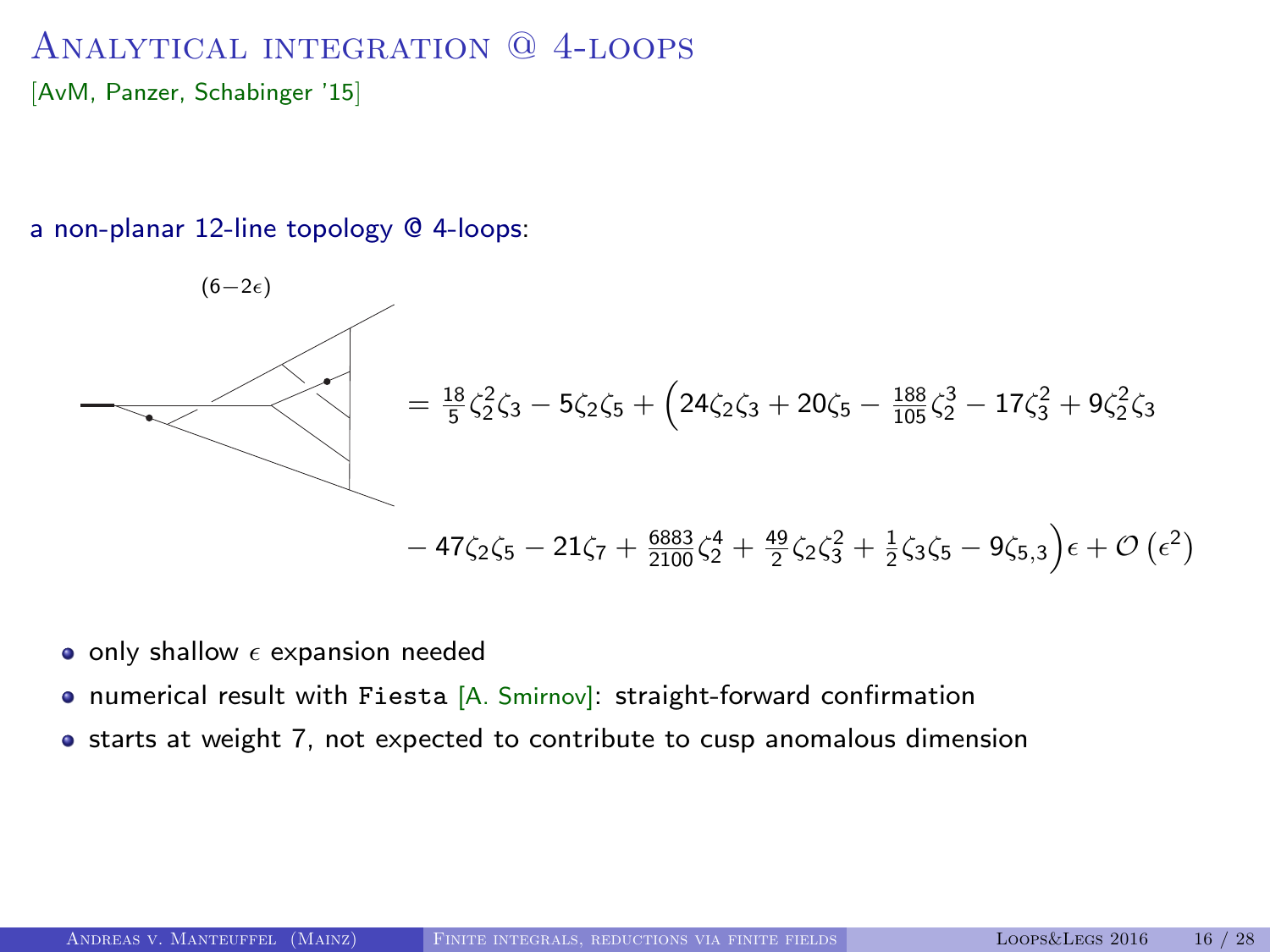# Analytical integration @ 4-loops

[AvM, Panzer, Schabinger '15]

a non-planar 12-line topology @ 4-loops:

$(6-2\epsilon)$

$$= \tfrac{18}{5}\zeta_2^2\zeta_3 - 5\zeta_2\zeta_5 + \Big(24\zeta_2\zeta_3 + 20\zeta_5 - \tfrac{188}{105}\zeta_2^3 - 17\zeta_3^2 + 9\zeta_2^2\zeta_3$$

$$- 47\zeta_2\zeta_5 - 21\zeta_7 + \tfrac{6883}{2100}\zeta_2^4 + \tfrac{49}{2}\zeta_2\zeta_3^2 + \tfrac{1}{2}\zeta_3\zeta_5 - 9\zeta_{5,3}\Big)\epsilon + \mathcal{O}\left(\epsilon^2\right)$$

- only shallow $\epsilon$ expansion needed
- numerical result with `Fiesta` [A. Smirnov]: straight-forward confirmation
- starts at weight 7, not expected to contribute to cusp anomalous dimension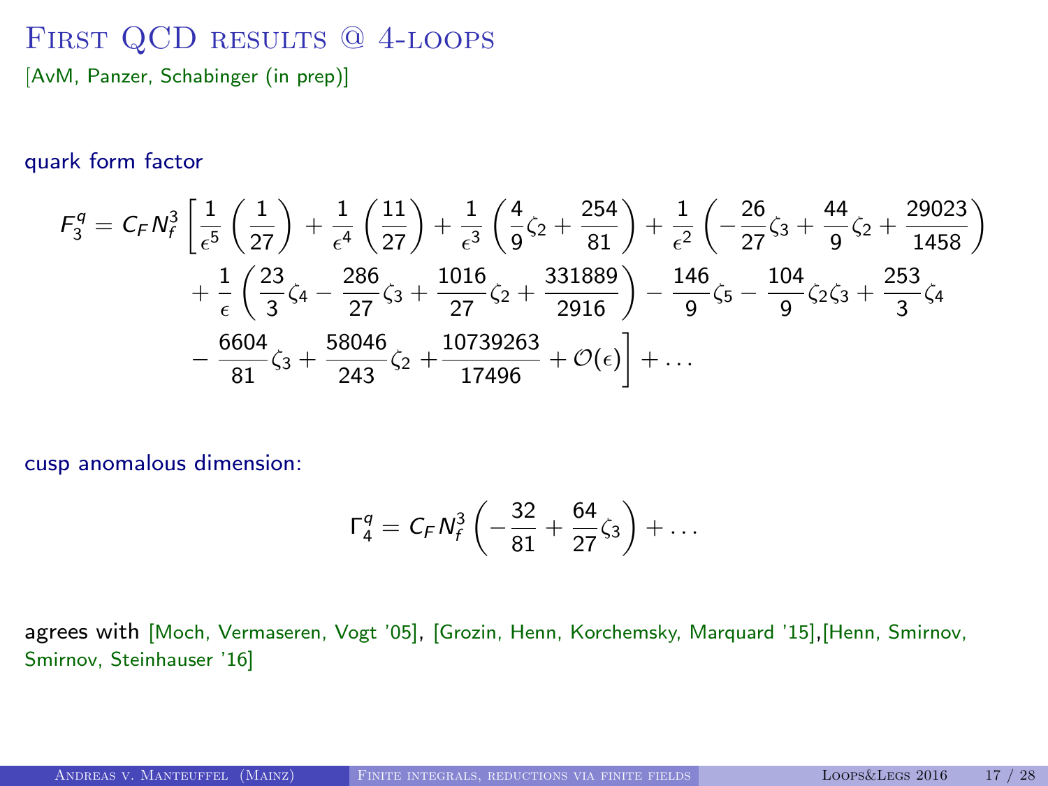# First QCD results @ 4-loops

[AvM, Panzer, Schabinger (in prep)]

quark form factor

$$
\begin{aligned}
F_3^q = C_F N_f^3 \Bigg[ & \frac{1}{\epsilon^5}\left(\frac{1}{27}\right) + \frac{1}{\epsilon^4}\left(\frac{11}{27}\right) + \frac{1}{\epsilon^3}\left(\frac{4}{9}\zeta_2 + \frac{254}{81}\right) + \frac{1}{\epsilon^2}\left(-\frac{26}{27}\zeta_3 + \frac{44}{9}\zeta_2 + \frac{29023}{1458}\right) \\
& + \frac{1}{\epsilon}\left(\frac{23}{3}\zeta_4 - \frac{286}{27}\zeta_3 + \frac{1016}{27}\zeta_2 + \frac{331889}{2916}\right) - \frac{146}{9}\zeta_5 - \frac{104}{9}\zeta_2\zeta_3 + \frac{253}{3}\zeta_4 \\
& - \frac{6604}{81}\zeta_3 + \frac{58046}{243}\zeta_2 + \frac{10739263}{17496} + \mathcal{O}(\epsilon)\Bigg] + \ldots
\end{aligned}
$$

cusp anomalous dimension:

$$
\Gamma_4^q = C_F N_f^3 \left(-\frac{32}{81} + \frac{64}{27}\zeta_3\right) + \ldots
$$

agrees with [Moch, Vermaseren, Vogt '05], [Grozin, Henn, Korchemsky, Marquard '15],[Henn, Smirnov, Smirnov, Steinhauser '16]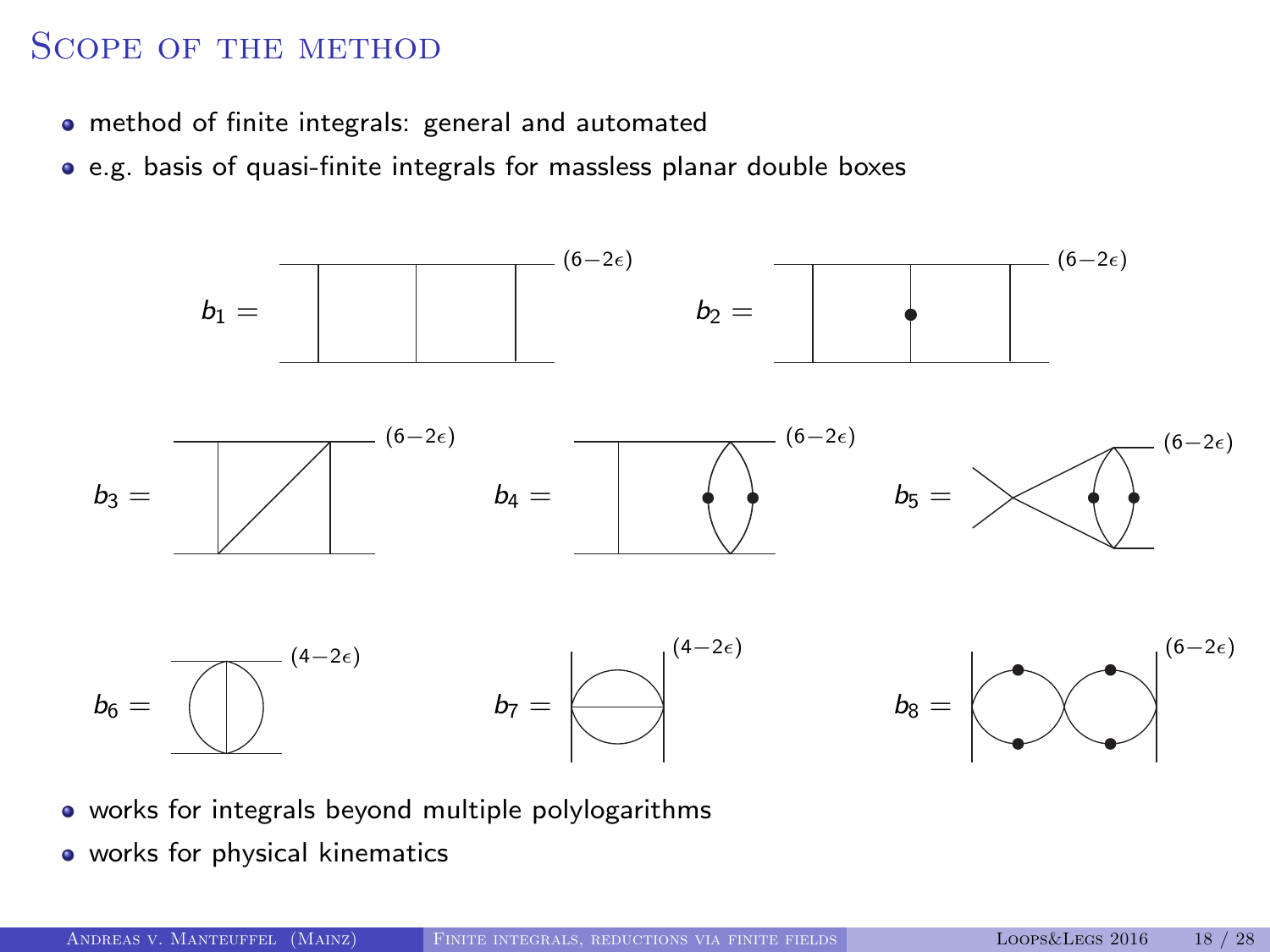# Scope of the method

- method of finite integrals: general and automated
- e.g. basis of quasi-finite integrals for massless planar double boxes

$b_1 =$ $^{(6-2\epsilon)}$ $b_2 =$ $^{(6-2\epsilon)}$

$b_3 =$ $^{(6-2\epsilon)}$ $b_4 =$ $^{(6-2\epsilon)}$ $b_5 =$ $^{(6-2\epsilon)}$

$b_6 =$ $^{(4-2\epsilon)}$ $b_7 =$ $^{(4-2\epsilon)}$ $b_8 =$ $^{(6-2\epsilon)}$

- works for integrals beyond multiple polylogarithms
- works for physical kinematics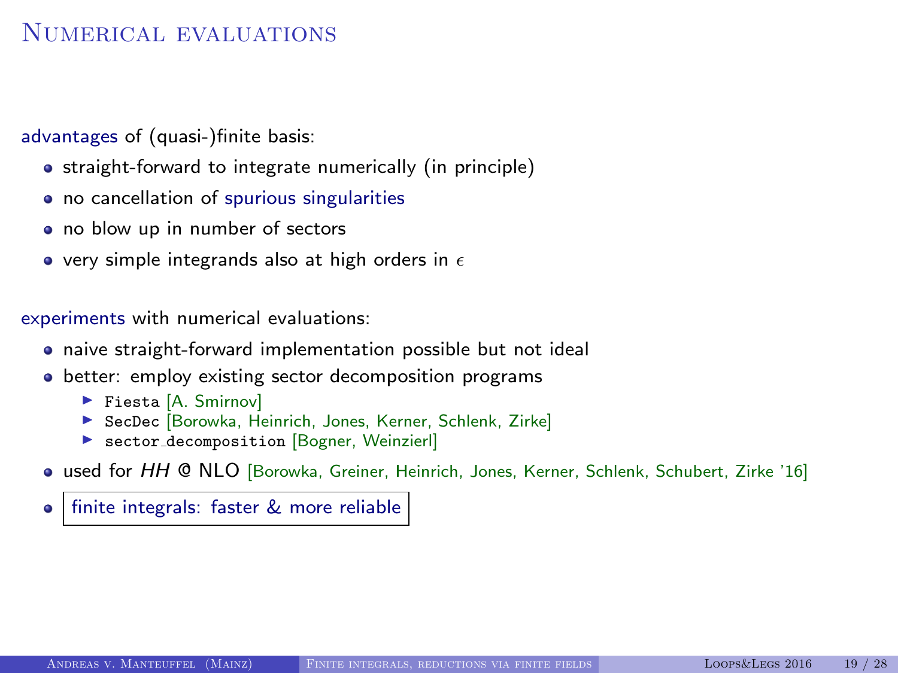# Numerical evaluations

advantages of (quasi-)finite basis:

- straight-forward to integrate numerically (in principle)
- no cancellation of spurious singularities
- no blow up in number of sectors
- very simple integrands also at high orders in $\epsilon$

experiments with numerical evaluations:

- naive straight-forward implementation possible but not ideal
- better: employ existing sector decomposition programs
  - `Fiesta` [A. Smirnov]
  - `SecDec` [Borowka, Heinrich, Jones, Kerner, Schlenk, Zirke]
  - `sector_decomposition` [Bogner, Weinzierl]
- used for *HH* @ NLO [Borowka, Greiner, Heinrich, Jones, Kerner, Schlenk, Schubert, Zirke '16]
- finite integrals: faster & more reliable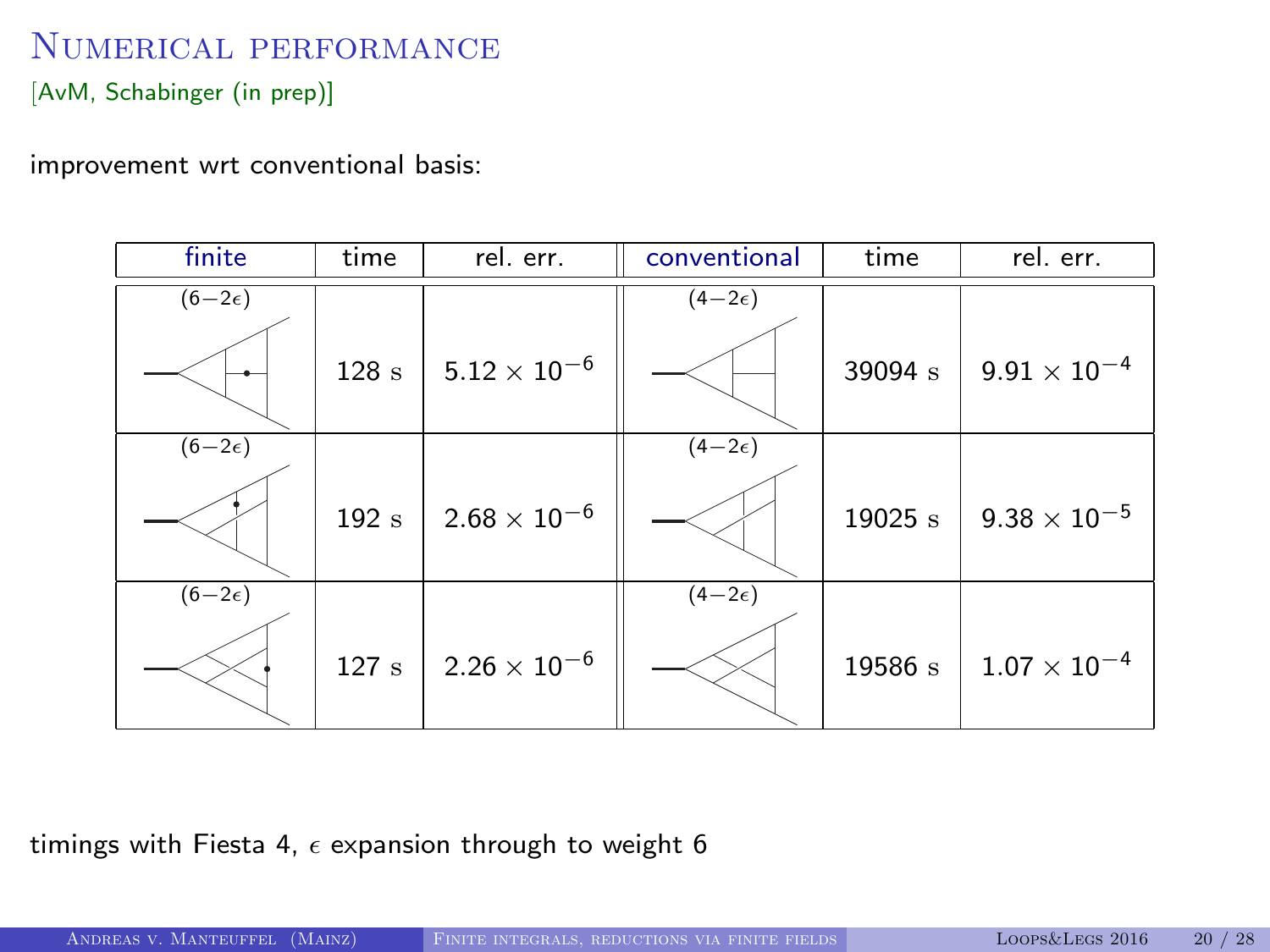# Numerical performance

[AvM, Schabinger (in prep)]

improvement wrt conventional basis:

| finite | time | rel. err. | conventional | time | rel. err. |
|---|---|---|---|---|---|
| $(6-2\epsilon)$ | 128 s | $5.12 \times 10^{-6}$ | $(4-2\epsilon)$ | 39094 s | $9.91 \times 10^{-4}$ |
| $(6-2\epsilon)$ | 192 s | $2.68 \times 10^{-6}$ | $(4-2\epsilon)$ | 19025 s | $9.38 \times 10^{-5}$ |
| $(6-2\epsilon)$ | 127 s | $2.26 \times 10^{-6}$ | $(4-2\epsilon)$ | 19586 s | $1.07 \times 10^{-4}$ |

timings with Fiesta 4, $\epsilon$ expansion through to weight 6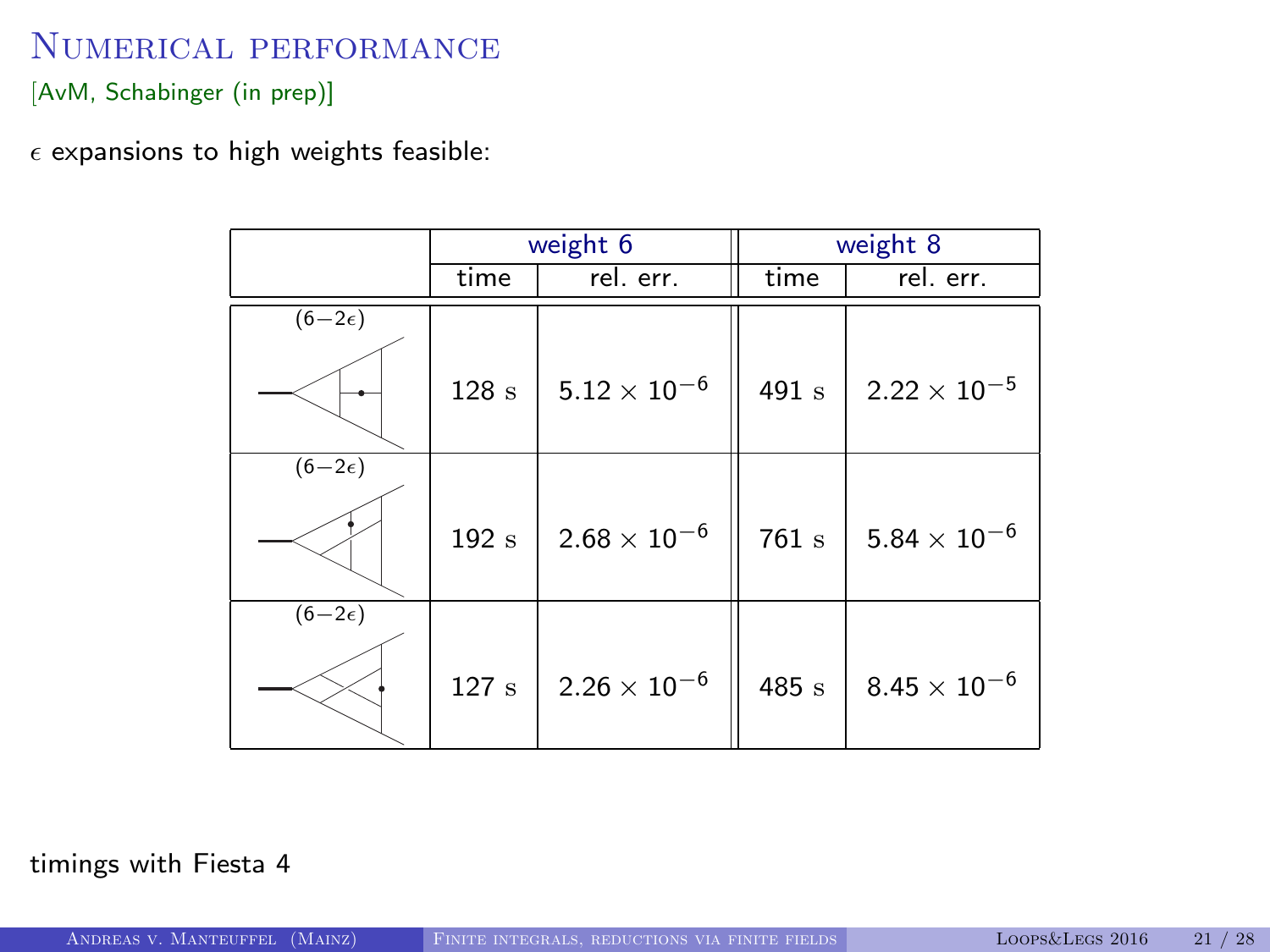# Numerical performance

[AvM, Schabinger (in prep)]

$\epsilon$ expansions to high weights feasible:

| | weight 6 | | weight 8 | |
|---|---|---|---|---|
| | time | rel. err. | time | rel. err. |
| $(6-2\epsilon)$ | 128 s | $5.12 \times 10^{-6}$ | 491 s | $2.22 \times 10^{-5}$ |
| $(6-2\epsilon)$ | 192 s | $2.68 \times 10^{-6}$ | 761 s | $5.84 \times 10^{-6}$ |
| $(6-2\epsilon)$ | 127 s | $2.26 \times 10^{-6}$ | 485 s | $8.45 \times 10^{-6}$ |

timings with Fiesta 4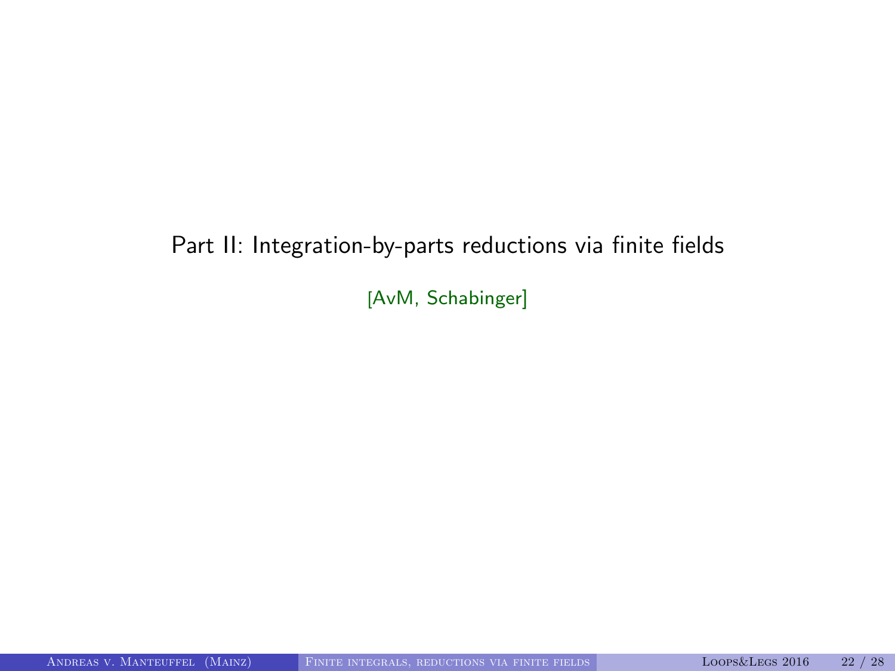# Part II: Integration-by-parts reductions via finite fields

[AvM, Schabinger]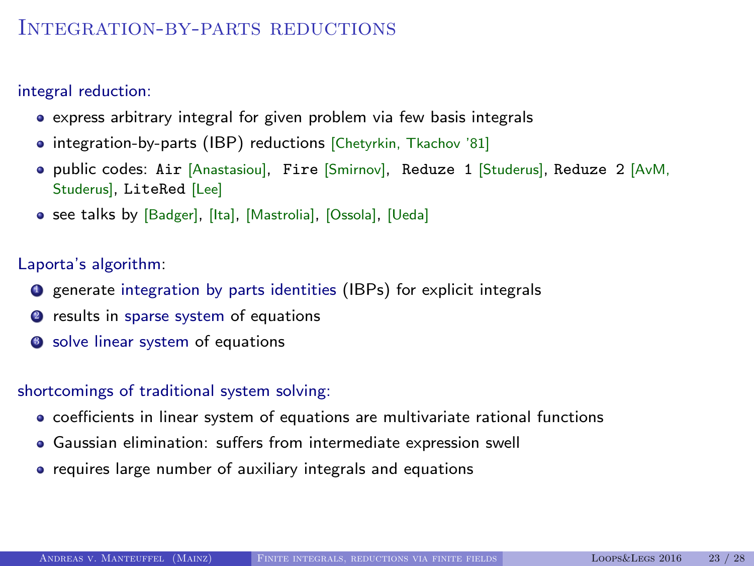# Integration-by-parts reductions

integral reduction:

- express arbitrary integral for given problem via few basis integrals
- integration-by-parts (IBP) reductions [Chetyrkin, Tkachov '81]
- public codes: `Air` [Anastasiou], `Fire` [Smirnov], `Reduze 1` [Studerus], `Reduze 2` [AvM, Studerus], `LiteRed` [Lee]
- see talks by [Badger], [Ita], [Mastrolia], [Ossola], [Ueda]

Laporta's algorithm:

1. generate integration by parts identities (IBPs) for explicit integrals
2. results in sparse system of equations
3. solve linear system of equations

shortcomings of traditional system solving:

- coefficients in linear system of equations are multivariate rational functions
- Gaussian elimination: suffers from intermediate expression swell
- requires large number of auxiliary integrals and equations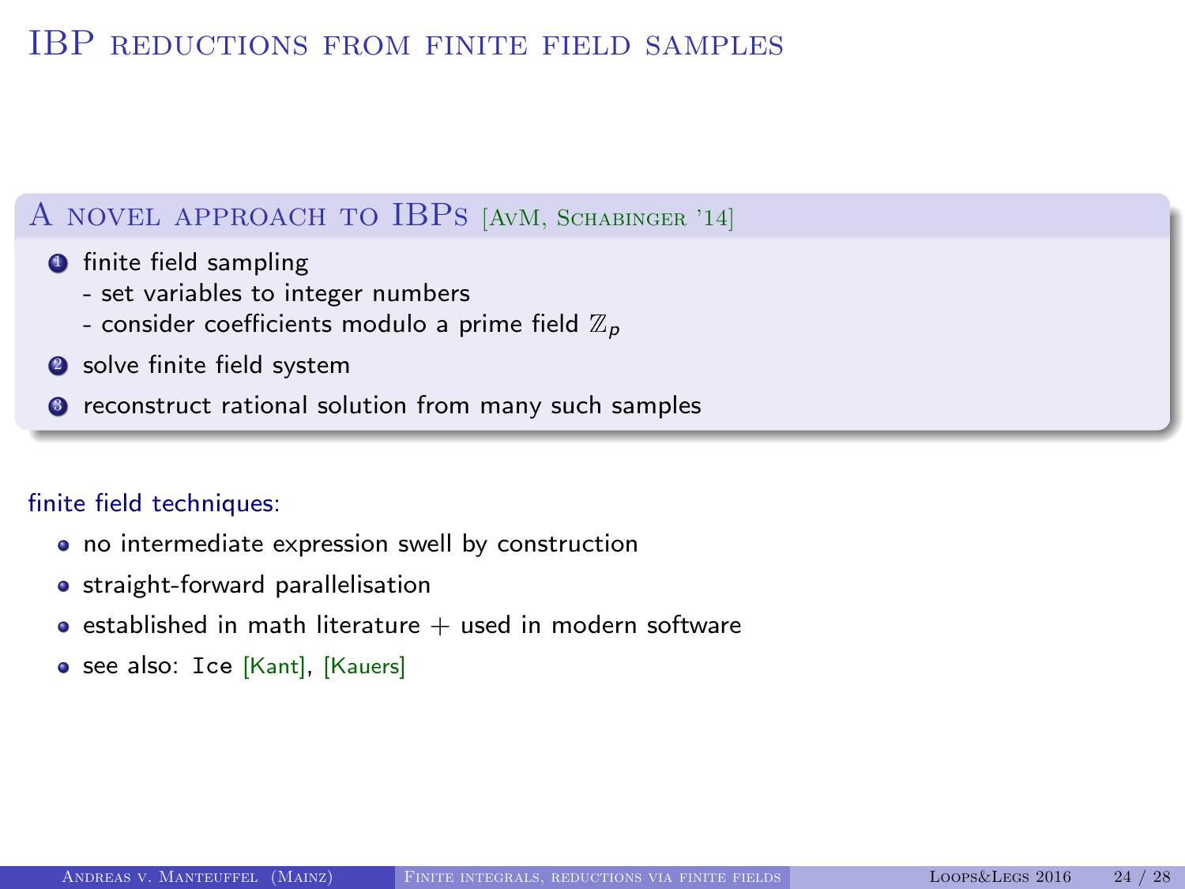# IBP reductions from finite field samples

## A novel approach to IBPs [AvM, Schabinger '14]

1. finite field sampling
   - set variables to integer numbers
   - consider coefficients modulo a prime field $\mathbb{Z}_p$
2. solve finite field system
3. reconstruct rational solution from many such samples

finite field techniques:

- no intermediate expression swell by construction
- straight-forward parallelisation
- established in math literature + used in modern software
- see also: `Ice` [Kant], [Kauers]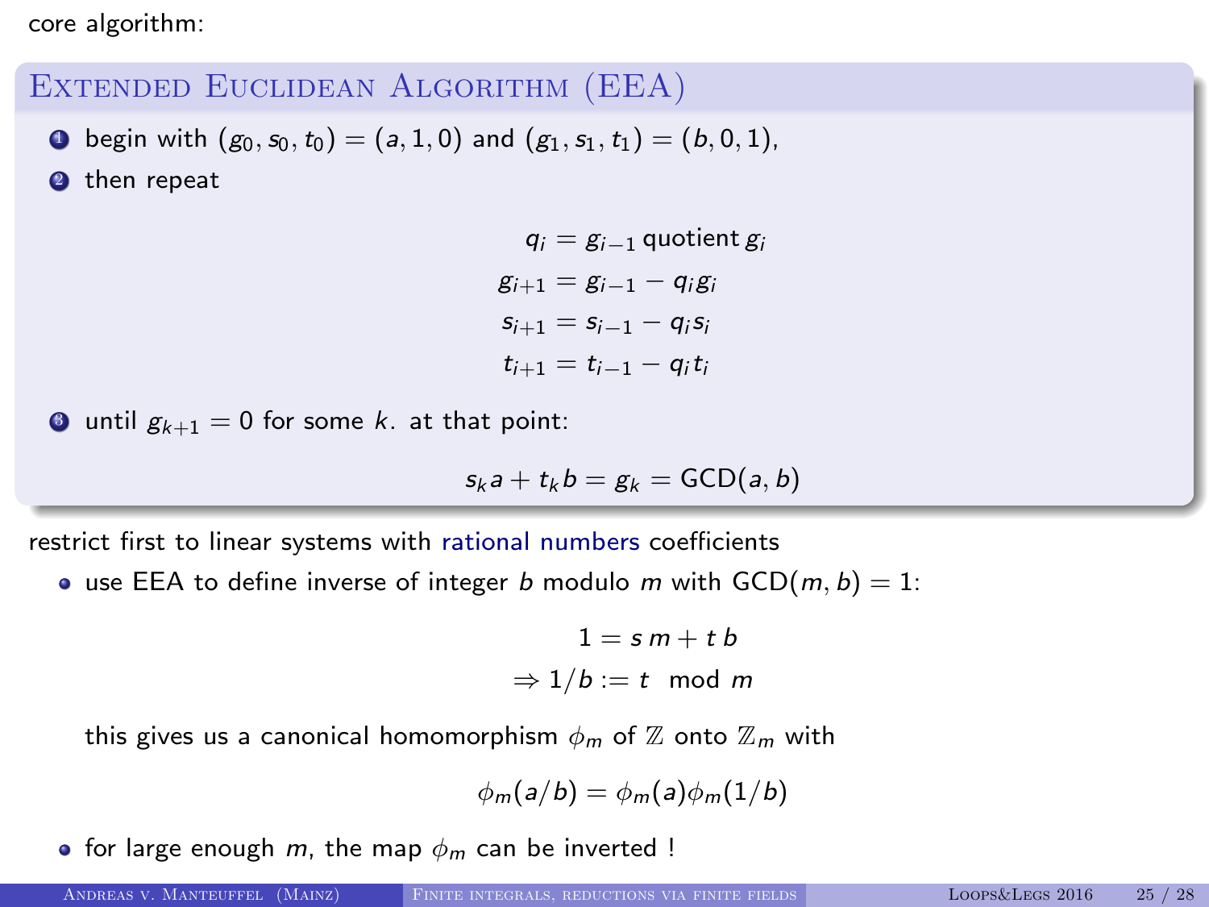core algorithm:

## Extended Euclidean Algorithm (EEA)

1. begin with $(g_0, s_0, t_0) = (a, 1, 0)$ and $(g_1, s_1, t_1) = (b, 0, 1)$,
2. then repeat

$$
\begin{aligned}
q_i &= g_{i-1} \text{ quotient } g_i \\
g_{i+1} &= g_{i-1} - q_i g_i \\
s_{i+1} &= s_{i-1} - q_i s_i \\
t_{i+1} &= t_{i-1} - q_i t_i
\end{aligned}
$$

3. until $g_{k+1} = 0$ for some $k$. at that point:

$$s_k a + t_k b = g_k = \text{GCD}(a, b)$$

restrict first to linear systems with rational numbers coefficients

- use EEA to define inverse of integer $b$ modulo $m$ with $\text{GCD}(m, b) = 1$:

$$
\begin{aligned}
1 &= s\, m + t\, b \\
\Rightarrow 1/b &:= t \mod m
\end{aligned}
$$

  this gives us a canonical homomorphism $\phi_m$ of $\mathbb{Z}$ onto $\mathbb{Z}_m$ with

$$\phi_m(a/b) = \phi_m(a)\phi_m(1/b)$$

- for large enough $m$, the map $\phi_m$ can be inverted !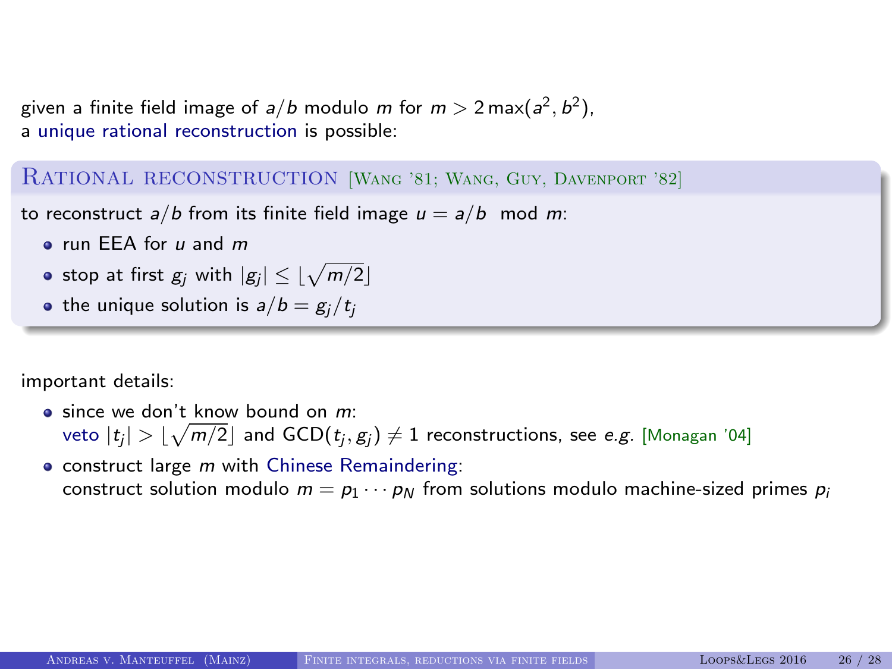given a finite field image of $a/b$ modulo $m$ for $m > 2\max(a^2, b^2)$,
a unique rational reconstruction is possible:

### Rational reconstruction [Wang '81; Wang, Guy, Davenport '82]

to reconstruct $a/b$ from its finite field image $u = a/b \mod m$:

- run EEA for $u$ and $m$
- stop at first $g_j$ with $|g_j| \leq \lfloor\sqrt{m/2}\rfloor$
- the unique solution is $a/b = g_j/t_j$

important details:

- since we don't know bound on $m$:
  veto $|t_j| > \lfloor\sqrt{m/2}\rfloor$ and $\mathrm{GCD}(t_j, g_j) \neq 1$ reconstructions, see *e.g.* [Monagan '04]
- construct large $m$ with Chinese Remaindering:
  construct solution modulo $m = p_1 \cdots p_N$ from solutions modulo machine-sized primes $p_i$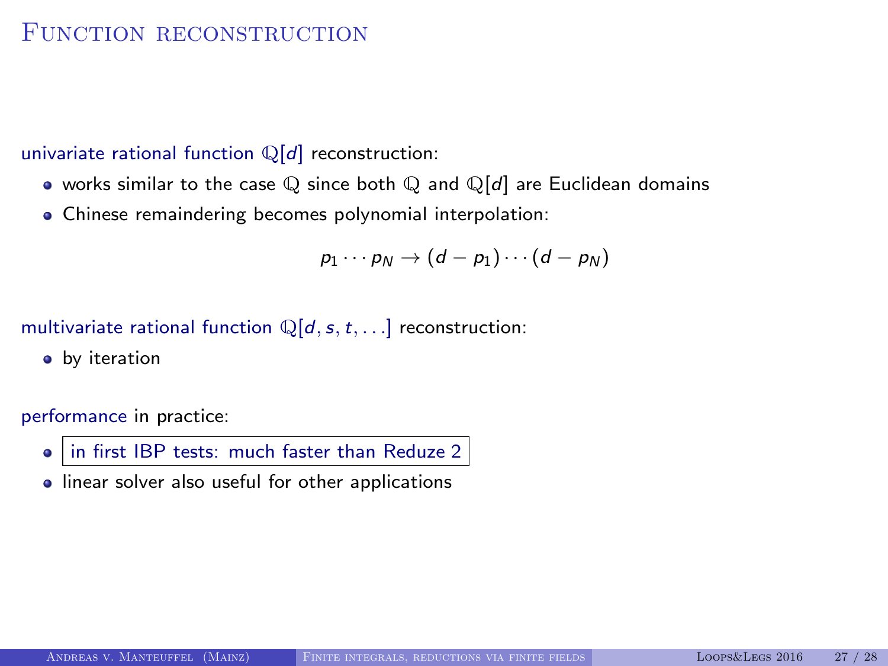# Function reconstruction

univariate rational function $\mathbb{Q}[d]$ reconstruction:

- works similar to the case $\mathbb{Q}$ since both $\mathbb{Q}$ and $\mathbb{Q}[d]$ are Euclidean domains
- Chinese remaindering becomes polynomial interpolation:

$$p_1 \cdots p_N \to (d - p_1) \cdots (d - p_N)$$

multivariate rational function $\mathbb{Q}[d, s, t, \ldots]$ reconstruction:

- by iteration

performance in practice:

- in first IBP tests: much faster than Reduze 2
- linear solver also useful for other applications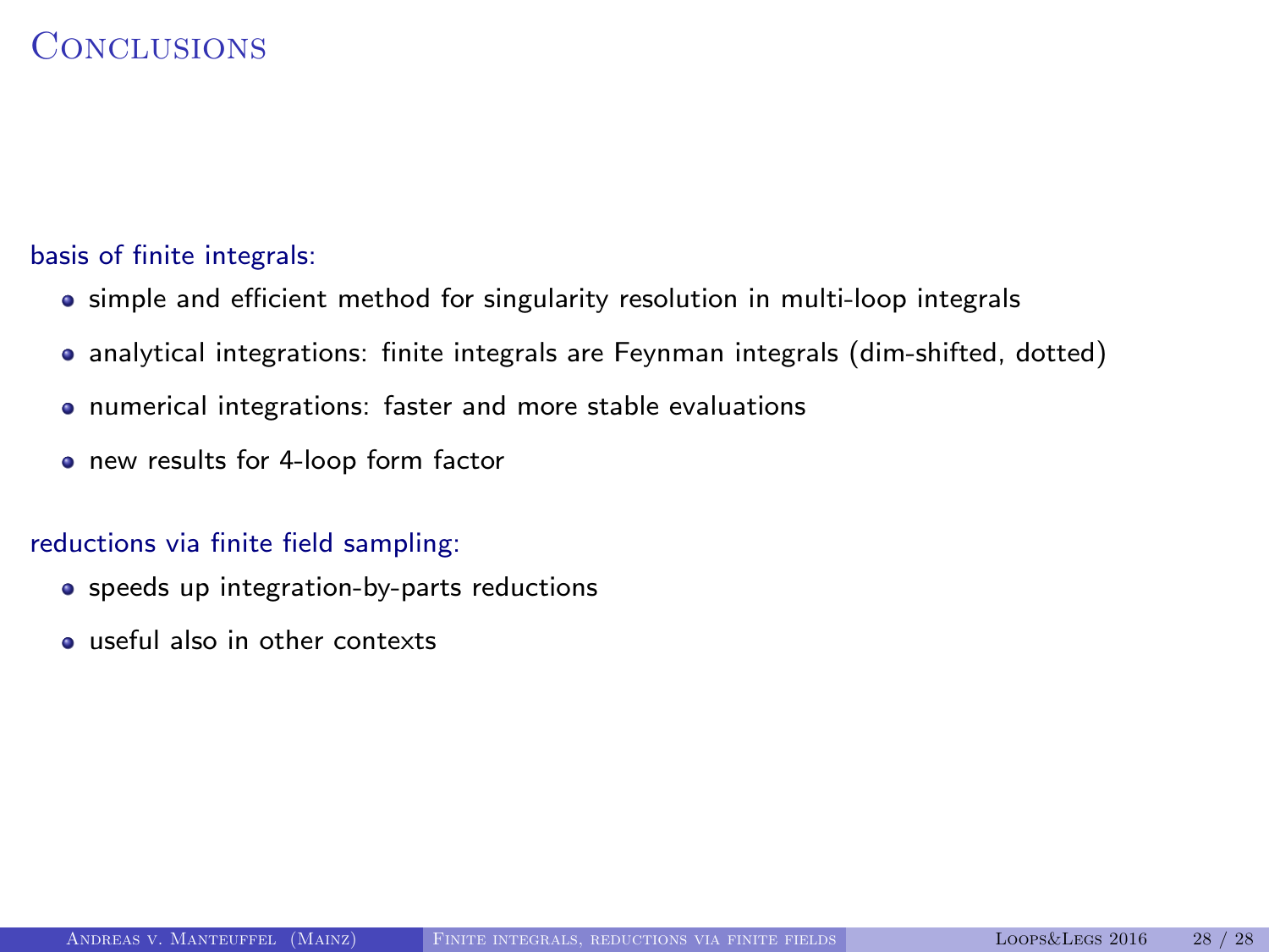# Conclusions

basis of finite integrals:

- simple and efficient method for singularity resolution in multi-loop integrals
- analytical integrations: finite integrals are Feynman integrals (dim-shifted, dotted)
- numerical integrations: faster and more stable evaluations
- new results for 4-loop form factor

reductions via finite field sampling:

- speeds up integration-by-parts reductions
- useful also in other contexts